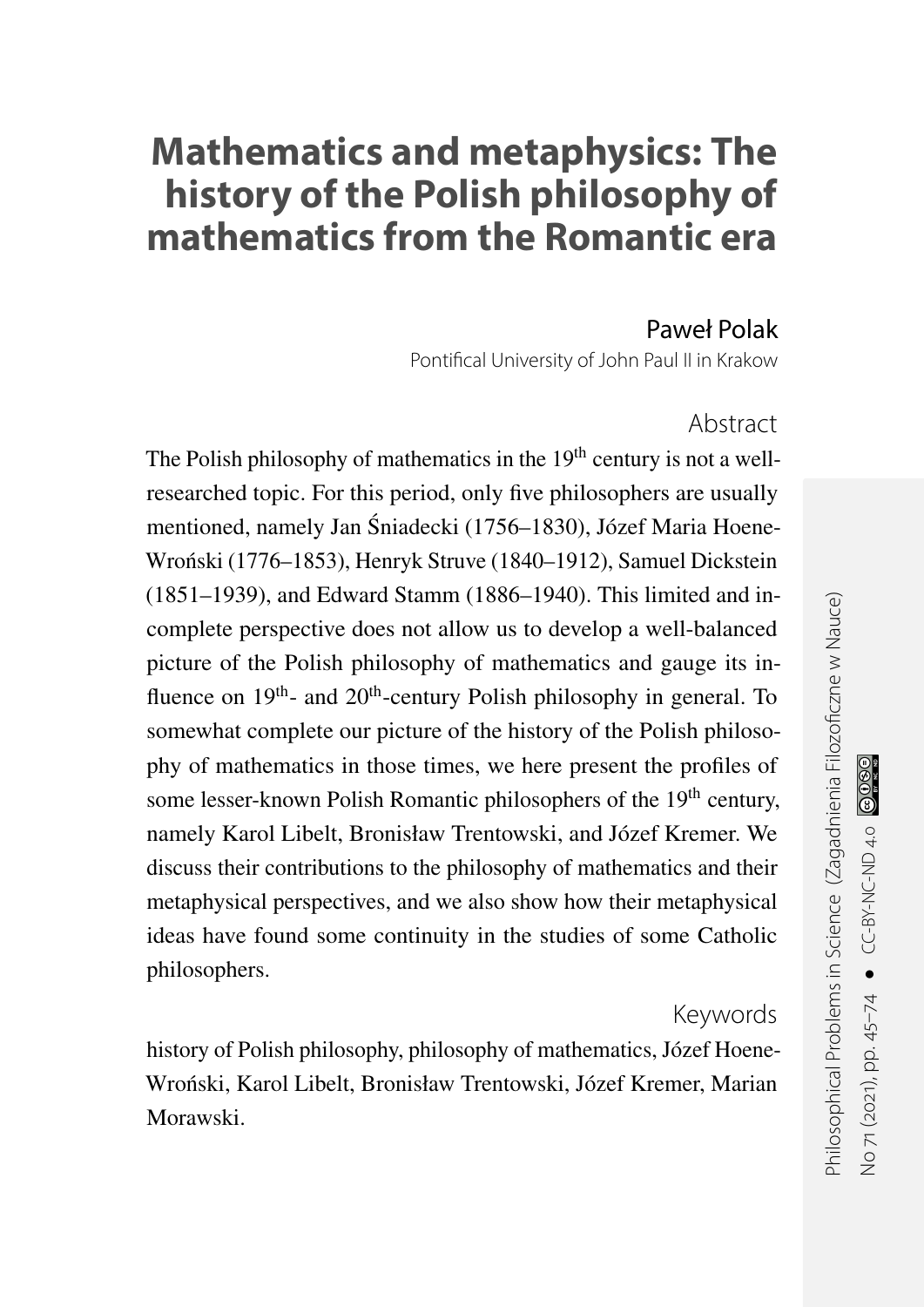# Mathematics and metaphysics: The history of the Polish philosophy of mathematics from the Romantic era

Paweł Polak

Pontifical University of John Paul II in Krakow

## Abstract

The Polish philosophy of mathematics in the 19th century is not a well-researched topic. For this period, only five philosophers are usually mentioned, namely Jan Śniadecki (1756–1830), Józef Maria Hoene-Wroński (1776–1853), Henryk Struve (1840–1912), Samuel Dickstein (1851–1939), and Edward Stamm (1886–1940). This limited and incomplete perspective does not allow us to develop a well-balanced picture of the Polish philosophy of mathematics and gauge its influence on 19th- and 20th-century Polish philosophy in general. To somewhat complete our picture of the history of the Polish philosophy of mathematics in those times, we here present the profiles of some lesser-known Polish Romantic philosophers of the 19th century, namely Karol Libelt, Bronisław Trentowski, and Józef Kremer. We discuss their contributions to the philosophy of mathematics and their metaphysical perspectives, and we also show how their metaphysical ideas have found some continuity in the studies of some Catholic philosophers.

## Keywords

history of Polish philosophy, philosophy of mathematics, Józef Hoene-Wroński, Karol Libelt, Bronisław Trentowski, Józef Kremer, Marian Morawski.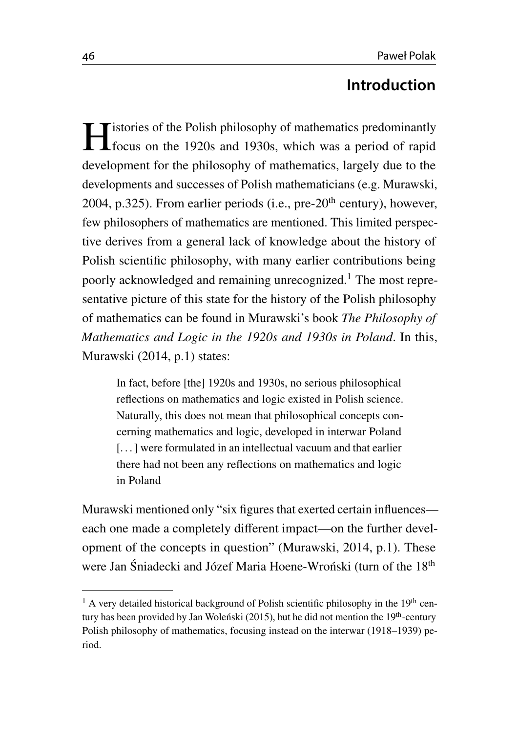## Introduction

Histories of the Polish philosophy of mathematics predominantly focus on the 1920s and 1930s, which was a period of rapid development for the philosophy of mathematics, largely due to the developments and successes of Polish mathematicians (e.g. Murawski, 2004, p.325). From earlier periods (i.e., pre-20th century), however, few philosophers of mathematics are mentioned. This limited perspective derives from a general lack of knowledge about the history of Polish scientific philosophy, with many earlier contributions being poorly acknowledged and remaining unrecognized.[1] The most representative picture of this state for the history of the Polish philosophy of mathematics can be found in Murawski's book *The Philosophy of Mathematics and Logic in the 1920s and 1930s in Poland*. In this, Murawski (2014, p.1) states:

> In fact, before [the] 1920s and 1930s, no serious philosophical reflections on mathematics and logic existed in Polish science. Naturally, this does not mean that philosophical concepts concerning mathematics and logic, developed in interwar Poland [. . . ] were formulated in an intellectual vacuum and that earlier there had not been any reflections on mathematics and logic in Poland

Murawski mentioned only "six figures that exerted certain influences—each one made a completely different impact—on the further development of the concepts in question" (Murawski, 2014, p.1). These were Jan Śniadecki and Józef Maria Hoene-Wroński (turn of the 18th

---

[1] A very detailed historical background of Polish scientific philosophy in the 19th century has been provided by Jan Woleński (2015), but he did not mention the 19th-century Polish philosophy of mathematics, focusing instead on the interwar (1918–1939) period.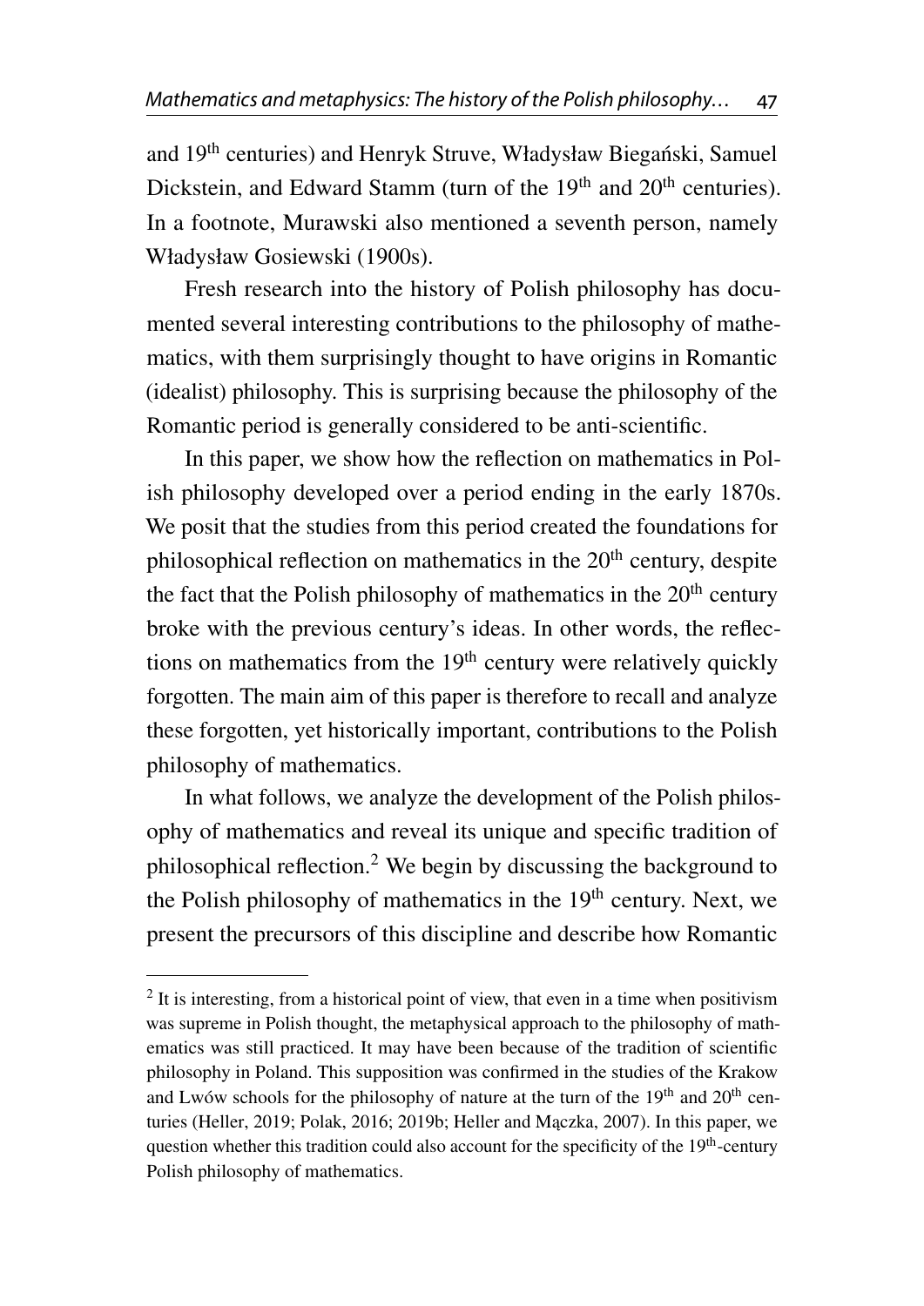and 19th centuries) and Henryk Struve, Władysław Biegański, Samuel Dickstein, and Edward Stamm (turn of the 19th and 20th centuries). In a footnote, Murawski also mentioned a seventh person, namely Władysław Gosiewski (1900s).

Fresh research into the history of Polish philosophy has documented several interesting contributions to the philosophy of mathematics, with them surprisingly thought to have origins in Romantic (idealist) philosophy. This is surprising because the philosophy of the Romantic period is generally considered to be anti-scientific.

In this paper, we show how the reflection on mathematics in Polish philosophy developed over a period ending in the early 1870s. We posit that the studies from this period created the foundations for philosophical reflection on mathematics in the 20th century, despite the fact that the Polish philosophy of mathematics in the 20th century broke with the previous century's ideas. In other words, the reflections on mathematics from the 19th century were relatively quickly forgotten. The main aim of this paper is therefore to recall and analyze these forgotten, yet historically important, contributions to the Polish philosophy of mathematics.

In what follows, we analyze the development of the Polish philosophy of mathematics and reveal its unique and specific tradition of philosophical reflection.[2] We begin by discussing the background to the Polish philosophy of mathematics in the 19th century. Next, we present the precursors of this discipline and describe how Romantic

[2] It is interesting, from a historical point of view, that even in a time when positivism was supreme in Polish thought, the metaphysical approach to the philosophy of mathematics was still practiced. It may have been because of the tradition of scientific philosophy in Poland. This supposition was confirmed in the studies of the Krakow and Lwów schools for the philosophy of nature at the turn of the 19th and 20th centuries (Heller, 2019; Polak, 2016; 2019b; Heller and Mączka, 2007). In this paper, we question whether this tradition could also account for the specificity of the 19th-century Polish philosophy of mathematics.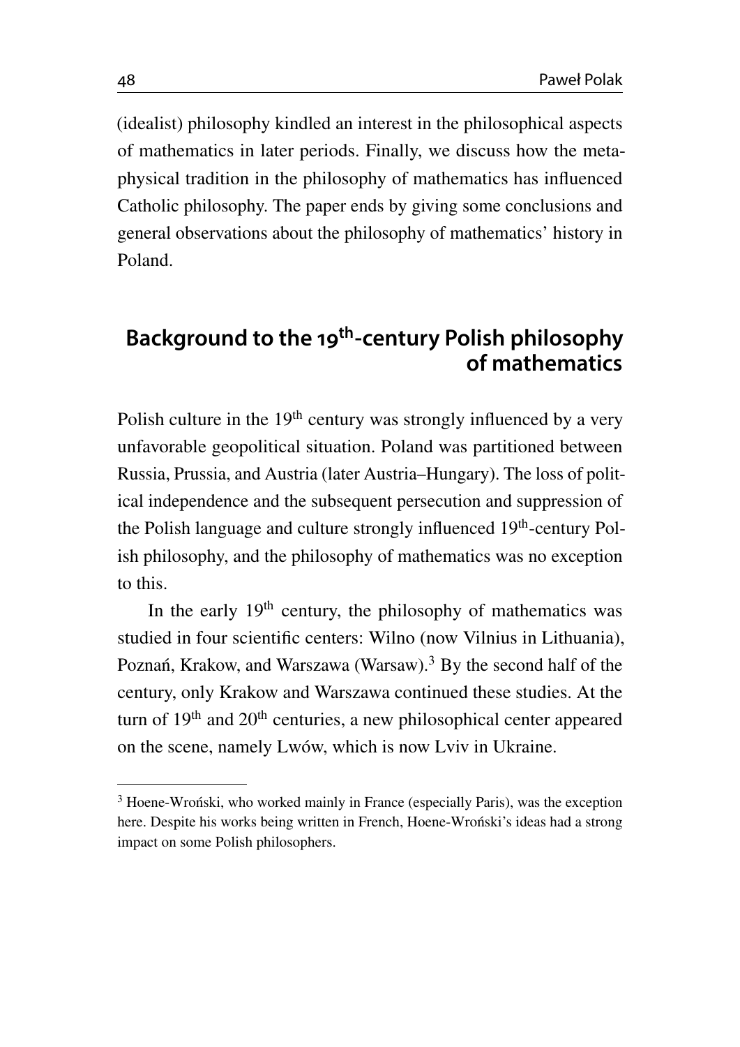(idealist) philosophy kindled an interest in the philosophical aspects of mathematics in later periods. Finally, we discuss how the metaphysical tradition in the philosophy of mathematics has influenced Catholic philosophy. The paper ends by giving some conclusions and general observations about the philosophy of mathematics' history in Poland.

## Background to the 19th-century Polish philosophy of mathematics

Polish culture in the 19th century was strongly influenced by a very unfavorable geopolitical situation. Poland was partitioned between Russia, Prussia, and Austria (later Austria–Hungary). The loss of political independence and the subsequent persecution and suppression of the Polish language and culture strongly influenced 19th-century Polish philosophy, and the philosophy of mathematics was no exception to this.

In the early 19th century, the philosophy of mathematics was studied in four scientific centers: Wilno (now Vilnius in Lithuania), Poznań, Krakow, and Warszawa (Warsaw).[3] By the second half of the century, only Krakow and Warszawa continued these studies. At the turn of 19th and 20th centuries, a new philosophical center appeared on the scene, namely Lwów, which is now Lviv in Ukraine.

---

[3] Hoene-Wroński, who worked mainly in France (especially Paris), was the exception here. Despite his works being written in French, Hoene-Wroński's ideas had a strong impact on some Polish philosophers.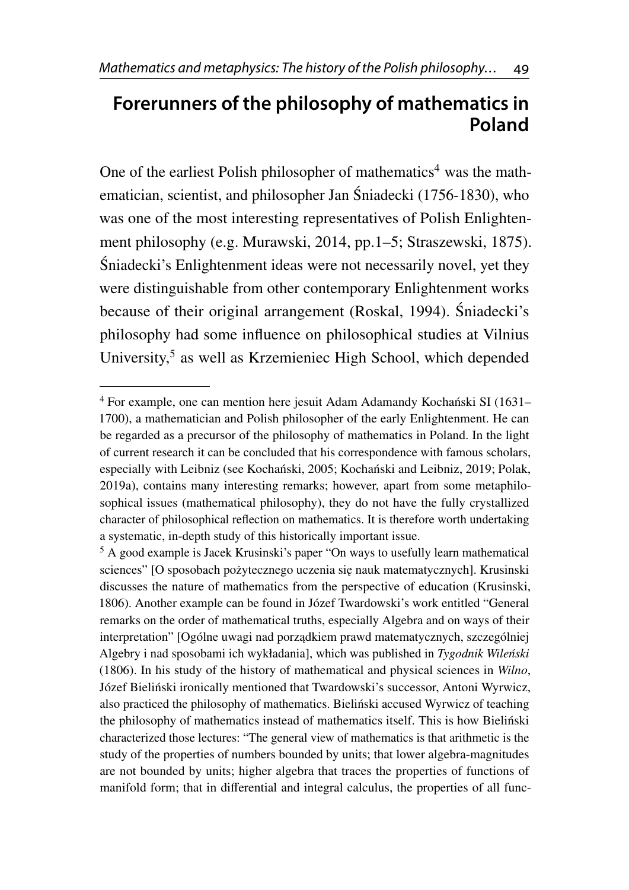## Forerunners of the philosophy of mathematics in Poland

One of the earliest Polish philosopher of mathematics[4] was the mathematician, scientist, and philosopher Jan Śniadecki (1756-1830), who was one of the most interesting representatives of Polish Enlightenment philosophy (e.g. Murawski, 2014, pp.1–5; Straszewski, 1875). Śniadecki's Enlightenment ideas were not necessarily novel, yet they were distinguishable from other contemporary Enlightenment works because of their original arrangement (Roskal, 1994). Śniadecki's philosophy had some influence on philosophical studies at Vilnius University,[5] as well as Krzemieniec High School, which depended

---

[4] For example, one can mention here jesuit Adam Adamandy Kochański SI (1631–1700), a mathematician and Polish philosopher of the early Enlightenment. He can be regarded as a precursor of the philosophy of mathematics in Poland. In the light of current research it can be concluded that his correspondence with famous scholars, especially with Leibniz (see Kochański, 2005; Kochański and Leibniz, 2019; Polak, 2019a), contains many interesting remarks; however, apart from some metaphilosophical issues (mathematical philosophy), they do not have the fully crystallized character of philosophical reflection on mathematics. It is therefore worth undertaking a systematic, in-depth study of this historically important issue.

[5] A good example is Jacek Krusinski's paper "On ways to usefully learn mathematical sciences" [O sposobach pożytecznego uczenia się nauk matematycznych]. Krusinski discusses the nature of mathematics from the perspective of education (Krusinski, 1806). Another example can be found in Józef Twardowski's work entitled "General remarks on the order of mathematical truths, especially Algebra and on ways of their interpretation" [Ogólne uwagi nad porządkiem prawd matematycznych, szczególniej Algebry i nad sposobami ich wykładania], which was published in *Tygodnik Wileński* (1806). In his study of the history of mathematical and physical sciences in *Wilno*, Józef Bieliński ironically mentioned that Twardowski's successor, Antoni Wyrwicz, also practiced the philosophy of mathematics. Bieliński accused Wyrwicz of teaching the philosophy of mathematics instead of mathematics itself. This is how Bieliński characterized those lectures: "The general view of mathematics is that arithmetic is the study of the properties of numbers bounded by units; that lower algebra-magnitudes are not bounded by units; higher algebra that traces the properties of functions of manifold form; that in differential and integral calculus, the properties of all func-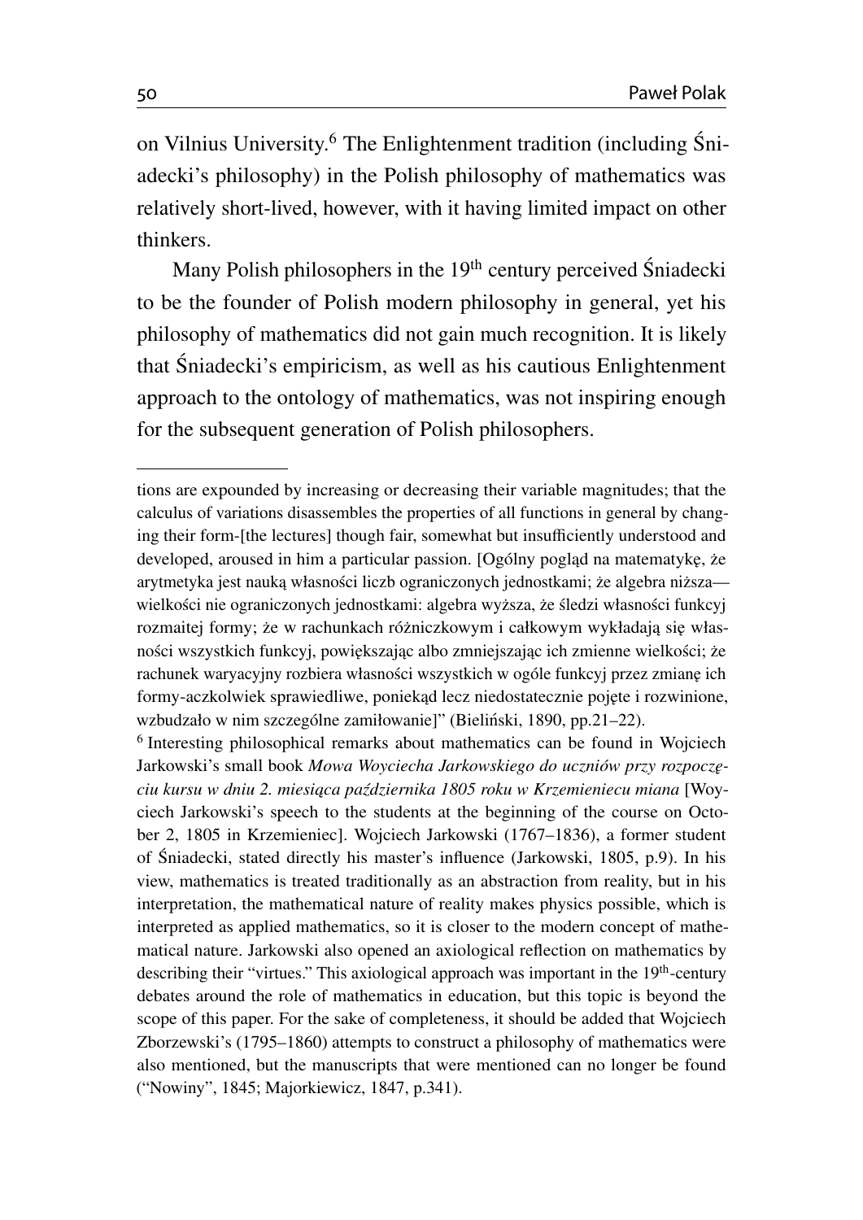on Vilnius University.[6] The Enlightenment tradition (including Śniadecki's philosophy) in the Polish philosophy of mathematics was relatively short-lived, however, with it having limited impact on other thinkers.

Many Polish philosophers in the 19th century perceived Śniadecki to be the founder of Polish modern philosophy in general, yet his philosophy of mathematics did not gain much recognition. It is likely that Śniadecki's empiricism, as well as his cautious Enlightenment approach to the ontology of mathematics, was not inspiring enough for the subsequent generation of Polish philosophers.

---

tions are expounded by increasing or decreasing their variable magnitudes; that the calculus of variations disassembles the properties of all functions in general by changing their form-[the lectures] though fair, somewhat but insufficiently understood and developed, aroused in him a particular passion. [Ogólny pogląd na matematykę, że arytmetyka jest nauką własności liczb ograniczonych jednostkami; że algebra niższa—wielkości nie ograniczonych jednostkami: algebra wyższa, że śledzi własności funkcyj rozmaitej formy; że w rachunkach różniczkowym i całkowym wykładają się własności wszystkich funkcyj, powiększając albo zmniejszając ich zmienne wielkości; że rachunek waryacyjny rozbiera własności wszystkich w ogóle funkcyj przez zmianę ich formy-aczkolwiek sprawiedliwe, poniekąd lecz niedostatecznie pojęte i rozwinione, wzbudzało w nim szczególne zamiłowanie]" (Bieliński, 1890, pp.21–22).

[6] Interesting philosophical remarks about mathematics can be found in Wojciech Jarkowski's small book *Mowa Woyciecha Jarkowskiego do uczniów przy rozpoczęciu kursu w dniu 2. miesiąca października 1805 roku w Krzemieniecu miana* [Woyciech Jarkowski's speech to the students at the beginning of the course on October 2, 1805 in Krzemieniec]. Wojciech Jarkowski (1767–1836), a former student of Śniadecki, stated directly his master's influence (Jarkowski, 1805, p.9). In his view, mathematics is treated traditionally as an abstraction from reality, but in his interpretation, the mathematical nature of reality makes physics possible, which is interpreted as applied mathematics, so it is closer to the modern concept of mathematical nature. Jarkowski also opened an axiological reflection on mathematics by describing their "virtues." This axiological approach was important in the 19th-century debates around the role of mathematics in education, but this topic is beyond the scope of this paper. For the sake of completeness, it should be added that Wojciech Zborzewski's (1795–1860) attempts to construct a philosophy of mathematics were also mentioned, but the manuscripts that were mentioned can no longer be found ("Nowiny", 1845; Majorkiewicz, 1847, p.341).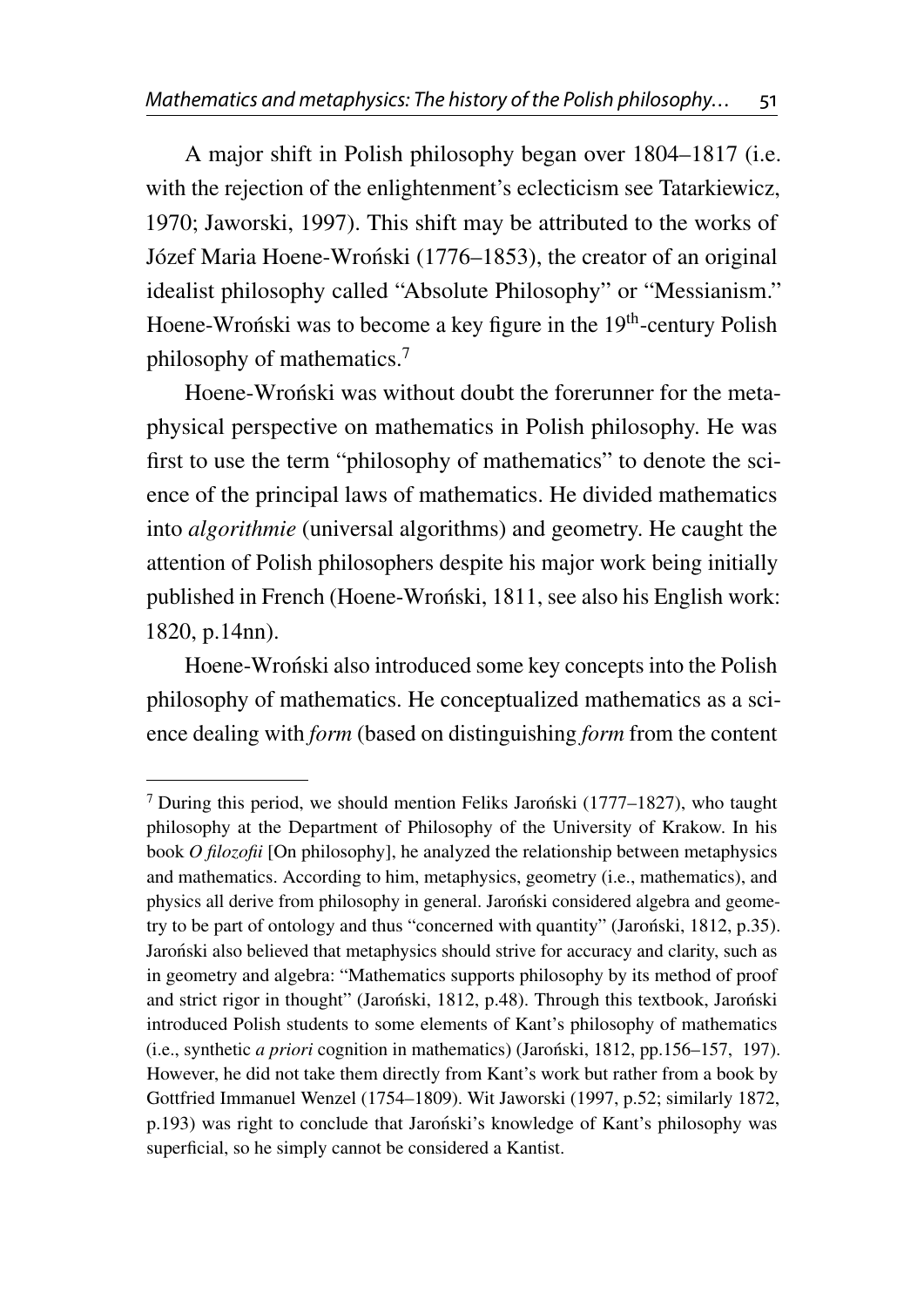A major shift in Polish philosophy began over 1804–1817 (i.e. with the rejection of the enlightenment's eclecticism see Tatarkiewicz, 1970; Jaworski, 1997). This shift may be attributed to the works of Józef Maria Hoene-Wroński (1776–1853), the creator of an original idealist philosophy called "Absolute Philosophy" or "Messianism." Hoene-Wroński was to become a key figure in the 19th-century Polish philosophy of mathematics.[7]

Hoene-Wroński was without doubt the forerunner for the metaphysical perspective on mathematics in Polish philosophy. He was first to use the term "philosophy of mathematics" to denote the science of the principal laws of mathematics. He divided mathematics into *algorithmie* (universal algorithms) and geometry. He caught the attention of Polish philosophers despite his major work being initially published in French (Hoene-Wroński, 1811, see also his English work: 1820, p.14nn).

Hoene-Wroński also introduced some key concepts into the Polish philosophy of mathematics. He conceptualized mathematics as a science dealing with *form* (based on distinguishing *form* from the content

---

[7] During this period, we should mention Feliks Jaroński (1777–1827), who taught philosophy at the Department of Philosophy of the University of Krakow. In his book *O filozofii* [On philosophy], he analyzed the relationship between metaphysics and mathematics. According to him, metaphysics, geometry (i.e., mathematics), and physics all derive from philosophy in general. Jaroński considered algebra and geometry to be part of ontology and thus "concerned with quantity" (Jaroński, 1812, p.35). Jaroński also believed that metaphysics should strive for accuracy and clarity, such as in geometry and algebra: "Mathematics supports philosophy by its method of proof and strict rigor in thought" (Jaroński, 1812, p.48). Through this textbook, Jaroński introduced Polish students to some elements of Kant's philosophy of mathematics (i.e., synthetic *a priori* cognition in mathematics) (Jaroński, 1812, pp.156–157, 197). However, he did not take them directly from Kant's work but rather from a book by Gottfried Immanuel Wenzel (1754–1809). Wit Jaworski (1997, p.52; similarly 1872, p.193) was right to conclude that Jaroński's knowledge of Kant's philosophy was superficial, so he simply cannot be considered a Kantist.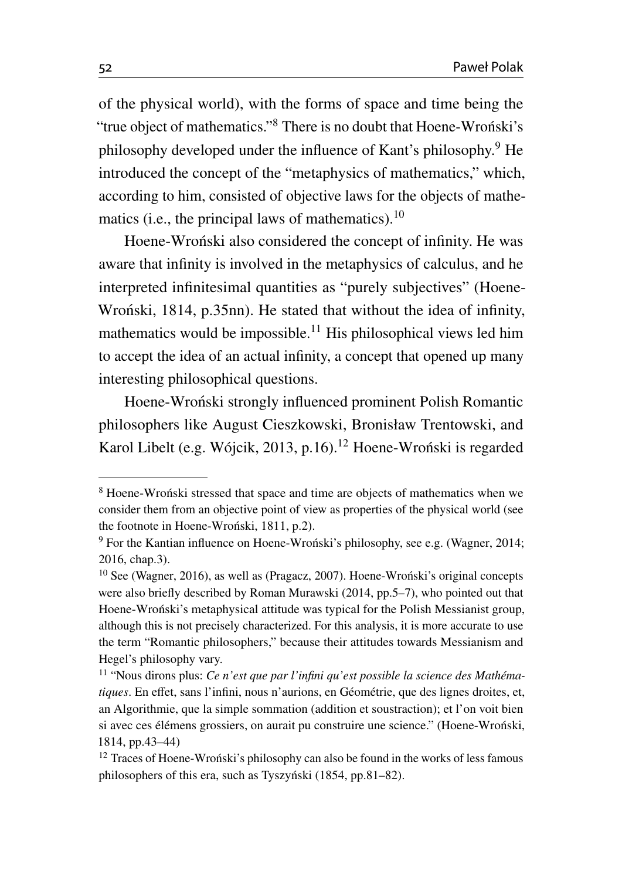of the physical world), with the forms of space and time being the "true object of mathematics."[8] There is no doubt that Hoene-Wroński's philosophy developed under the influence of Kant's philosophy.[9] He introduced the concept of the "metaphysics of mathematics," which, according to him, consisted of objective laws for the objects of mathematics (i.e., the principal laws of mathematics).[10]

Hoene-Wroński also considered the concept of infinity. He was aware that infinity is involved in the metaphysics of calculus, and he interpreted infinitesimal quantities as "purely subjectives" (Hoene-Wroński, 1814, p.35nn). He stated that without the idea of infinity, mathematics would be impossible.[11] His philosophical views led him to accept the idea of an actual infinity, a concept that opened up many interesting philosophical questions.

Hoene-Wroński strongly influenced prominent Polish Romantic philosophers like August Cieszkowski, Bronisław Trentowski, and Karol Libelt (e.g. Wójcik, 2013, p.16).[12] Hoene-Wroński is regarded

---

[8] Hoene-Wroński stressed that space and time are objects of mathematics when we consider them from an objective point of view as properties of the physical world (see the footnote in Hoene-Wroński, 1811, p.2).

[9] For the Kantian influence on Hoene-Wroński's philosophy, see e.g. (Wagner, 2014; 2016, chap.3).

[10] See (Wagner, 2016), as well as (Pragacz, 2007). Hoene-Wroński's original concepts were also briefly described by Roman Murawski (2014, pp.5–7), who pointed out that Hoene-Wroński's metaphysical attitude was typical for the Polish Messianist group, although this is not precisely characterized. For this analysis, it is more accurate to use the term "Romantic philosophers," because their attitudes towards Messianism and Hegel's philosophy vary.

[11] "Nous dirons plus: *Ce n'est que par l'infini qu'est possible la science des Mathématiques*. En effet, sans l'infini, nous n'aurions, en Géométrie, que des lignes droites, et, an Algorithmie, que la simple sommation (addition et soustraction); et l'on voit bien si avec ces élémens grossiers, on aurait pu construire une science." (Hoene-Wroński, 1814, pp.43–44)

[12] Traces of Hoene-Wroński's philosophy can also be found in the works of less famous philosophers of this era, such as Tyszyński (1854, pp.81–82).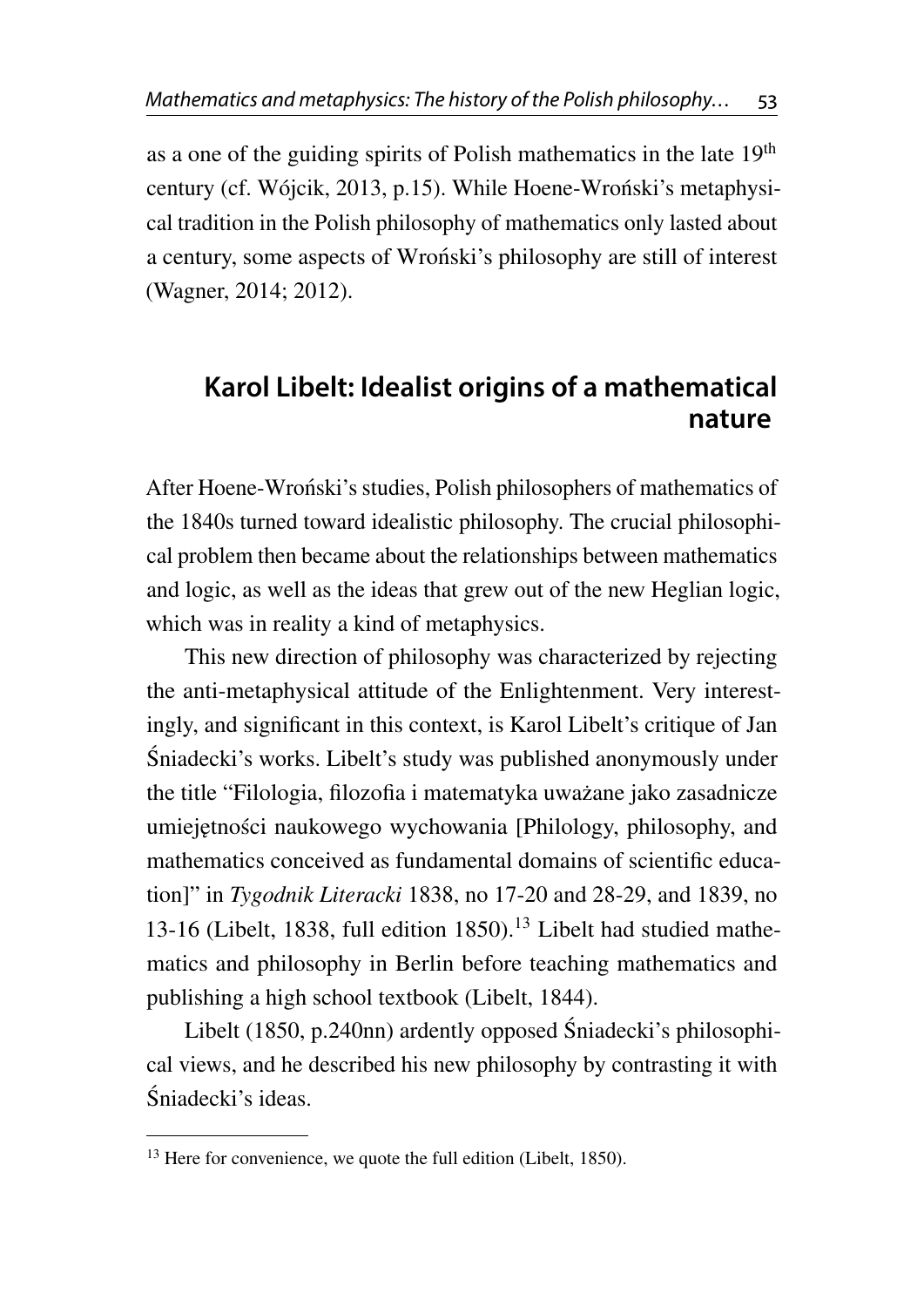as a one of the guiding spirits of Polish mathematics in the late 19th century (cf. Wójcik, 2013, p.15). While Hoene-Wroński's metaphysical tradition in the Polish philosophy of mathematics only lasted about a century, some aspects of Wroński's philosophy are still of interest (Wagner, 2014; 2012).

## Karol Libelt: Idealist origins of a mathematical nature

After Hoene-Wroński's studies, Polish philosophers of mathematics of the 1840s turned toward idealistic philosophy. The crucial philosophical problem then became about the relationships between mathematics and logic, as well as the ideas that grew out of the new Heglian logic, which was in reality a kind of metaphysics.

This new direction of philosophy was characterized by rejecting the anti-metaphysical attitude of the Enlightenment. Very interestingly, and significant in this context, is Karol Libelt's critique of Jan Śniadecki's works. Libelt's study was published anonymously under the title "Filologia, filozofia i matematyka uważane jako zasadnicze umiejętności naukowego wychowania [Philology, philosophy, and mathematics conceived as fundamental domains of scientific education]" in *Tygodnik Literacki* 1838, no 17-20 and 28-29, and 1839, no 13-16 (Libelt, 1838, full edition 1850).[13] Libelt had studied mathematics and philosophy in Berlin before teaching mathematics and publishing a high school textbook (Libelt, 1844).

Libelt (1850, p.240nn) ardently opposed Śniadecki's philosophical views, and he described his new philosophy by contrasting it with Śniadecki's ideas.

---

[13] Here for convenience, we quote the full edition (Libelt, 1850).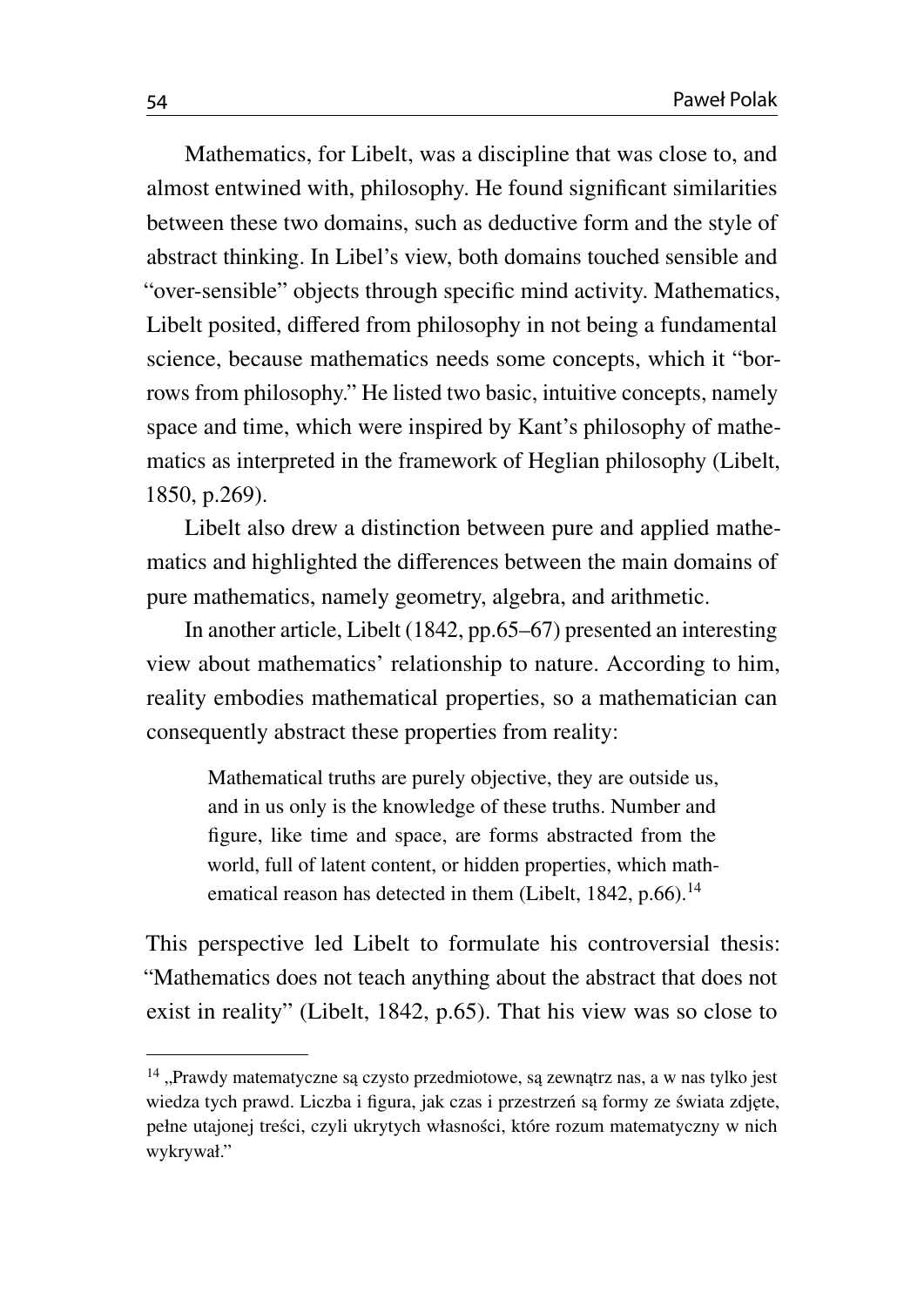Mathematics, for Libelt, was a discipline that was close to, and almost entwined with, philosophy. He found significant similarities between these two domains, such as deductive form and the style of abstract thinking. In Libel's view, both domains touched sensible and "over-sensible" objects through specific mind activity. Mathematics, Libelt posited, differed from philosophy in not being a fundamental science, because mathematics needs some concepts, which it "borrows from philosophy." He listed two basic, intuitive concepts, namely space and time, which were inspired by Kant's philosophy of mathematics as interpreted in the framework of Heglian philosophy (Libelt, 1850, p.269).

Libelt also drew a distinction between pure and applied mathematics and highlighted the differences between the main domains of pure mathematics, namely geometry, algebra, and arithmetic.

In another article, Libelt (1842, pp.65–67) presented an interesting view about mathematics' relationship to nature. According to him, reality embodies mathematical properties, so a mathematician can consequently abstract these properties from reality:

> Mathematical truths are purely objective, they are outside us, and in us only is the knowledge of these truths. Number and figure, like time and space, are forms abstracted from the world, full of latent content, or hidden properties, which mathematical reason has detected in them (Libelt, 1842, p.66).[14]

This perspective led Libelt to formulate his controversial thesis: "Mathematics does not teach anything about the abstract that does not exist in reality" (Libelt, 1842, p.65). That his view was so close to

---

[14] „Prawdy matematyczne są czysto przedmiotowe, są zewnątrz nas, a w nas tylko jest wiedza tych prawd. Liczba i figura, jak czas i przestrzeń są formy ze świata zdjęte, pełne utajonej treści, czyli ukrytych własności, które rozum matematyczny w nich wykrywał."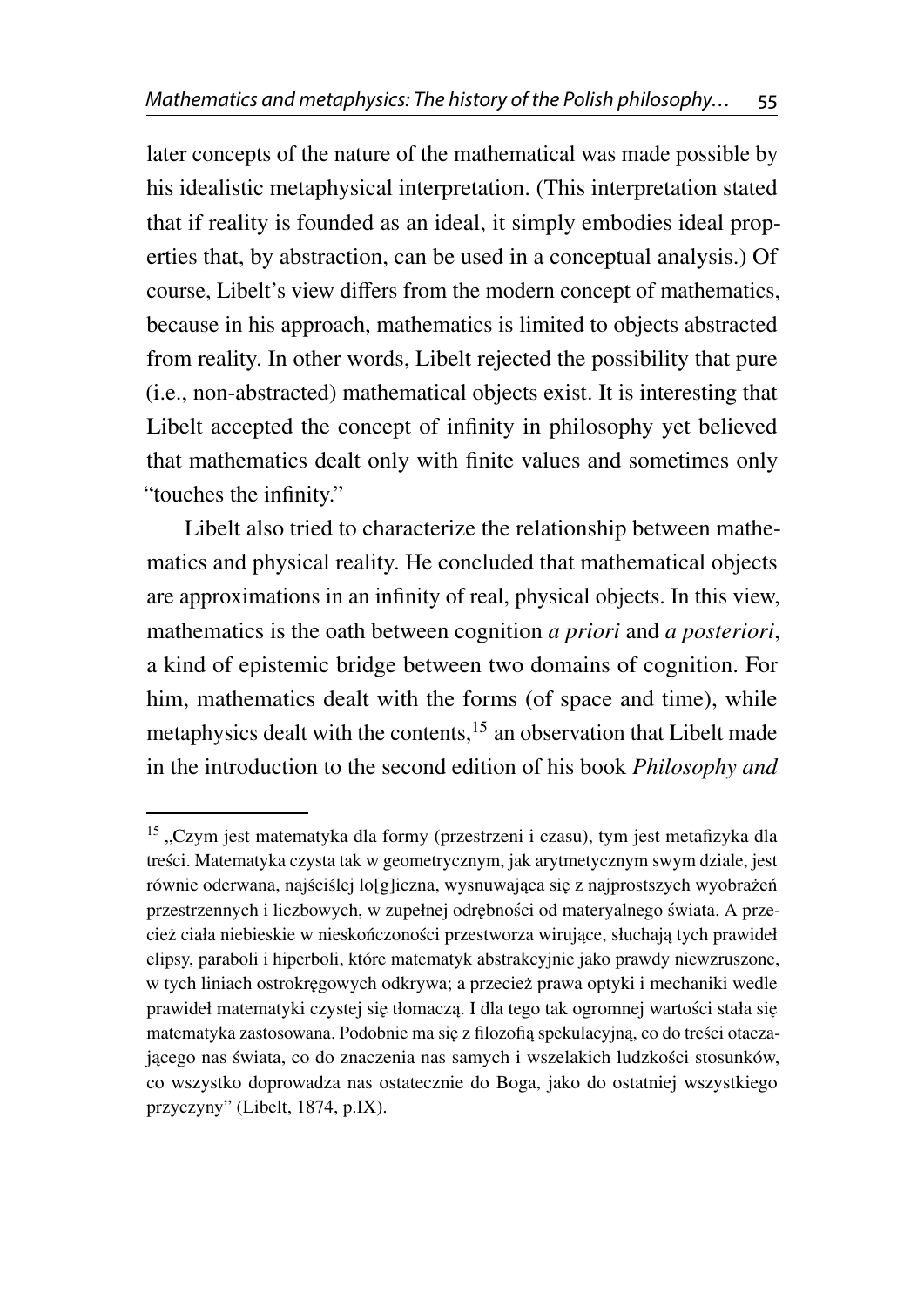later concepts of the nature of the mathematical was made possible by his idealistic metaphysical interpretation. (This interpretation stated that if reality is founded as an ideal, it simply embodies ideal properties that, by abstraction, can be used in a conceptual analysis.) Of course, Libelt's view differs from the modern concept of mathematics, because in his approach, mathematics is limited to objects abstracted from reality. In other words, Libelt rejected the possibility that pure (i.e., non-abstracted) mathematical objects exist. It is interesting that Libelt accepted the concept of infinity in philosophy yet believed that mathematics dealt only with finite values and sometimes only "touches the infinity."

Libelt also tried to characterize the relationship between mathematics and physical reality. He concluded that mathematical objects are approximations in an infinity of real, physical objects. In this view, mathematics is the oath between cognition *a priori* and *a posteriori*, a kind of epistemic bridge between two domains of cognition. For him, mathematics dealt with the forms (of space and time), while metaphysics dealt with the contents,[15] an observation that Libelt made in the introduction to the second edition of his book *Philosophy and*

---

[15] „Czym jest matematyka dla formy (przestrzeni i czasu), tym jest metafizyka dla treści. Matematyka czysta tak w geometrycznym, jak arytmetycznym swym dziale, jest równie oderwana, najściślej lo[g]iczna, wysnuwająca się z najprostszych wyobrażeń przestrzennych i liczbowych, w zupełnej odrębności od materyalnego świata. A przecież ciała niebieskie w nieskończoności przestworza wirujące, słuchają tych prawideł elipsy, paraboli i hiperboli, które matematyk abstrakcyjnie jako prawdy niewzruszone, w tych liniach ostrokręgowych odkrywa; a przecież prawa optyki i mechaniki wedle prawideł matematyki czystej się tłomaczą. I dla tego tak ogromnej wartości stała się matematyka zastosowana. Podobnie ma się z filozofią spekulacyjną, co do treści otaczającego nas świata, co do znaczenia nas samych i wszelakich ludzkości stosunków, co wszystko doprowadza nas ostatecznie do Boga, jako do ostatniej wszystkiego przyczyny" (Libelt, 1874, p.IX).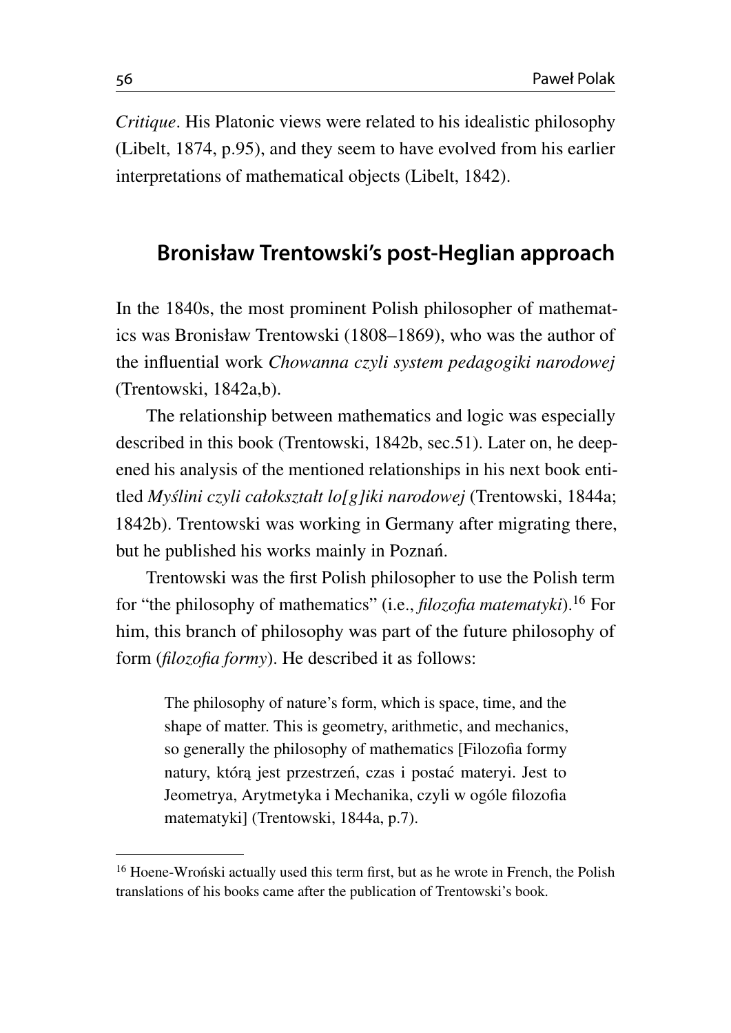*Critique*. His Platonic views were related to his idealistic philosophy (Libelt, 1874, p.95), and they seem to have evolved from his earlier interpretations of mathematical objects (Libelt, 1842).

## Bronisław Trentowski's post-Heglian approach

In the 1840s, the most prominent Polish philosopher of mathematics was Bronisław Trentowski (1808–1869), who was the author of the influential work *Chowanna czyli system pedagogiki narodowej* (Trentowski, 1842a,b).

The relationship between mathematics and logic was especially described in this book (Trentowski, 1842b, sec.51). Later on, he deepened his analysis of the mentioned relationships in his next book entitled *Myślini czyli całokształt lo[g]iki narodowej* (Trentowski, 1844a; 1842b). Trentowski was working in Germany after migrating there, but he published his works mainly in Poznań.

Trentowski was the first Polish philosopher to use the Polish term for "the philosophy of mathematics" (i.e., *filozofia matematyki*).[16] For him, this branch of philosophy was part of the future philosophy of form (*filozofia formy*). He described it as follows:

> The philosophy of nature's form, which is space, time, and the shape of matter. This is geometry, arithmetic, and mechanics, so generally the philosophy of mathematics [Filozofia formy natury, którą jest przestrzeń, czas i postać materyi. Jest to Jeometrya, Arytmetyka i Mechanika, czyli w ogóle filozofia matematyki] (Trentowski, 1844a, p.7).

[16] Hoene-Wroński actually used this term first, but as he wrote in French, the Polish translations of his books came after the publication of Trentowski's book.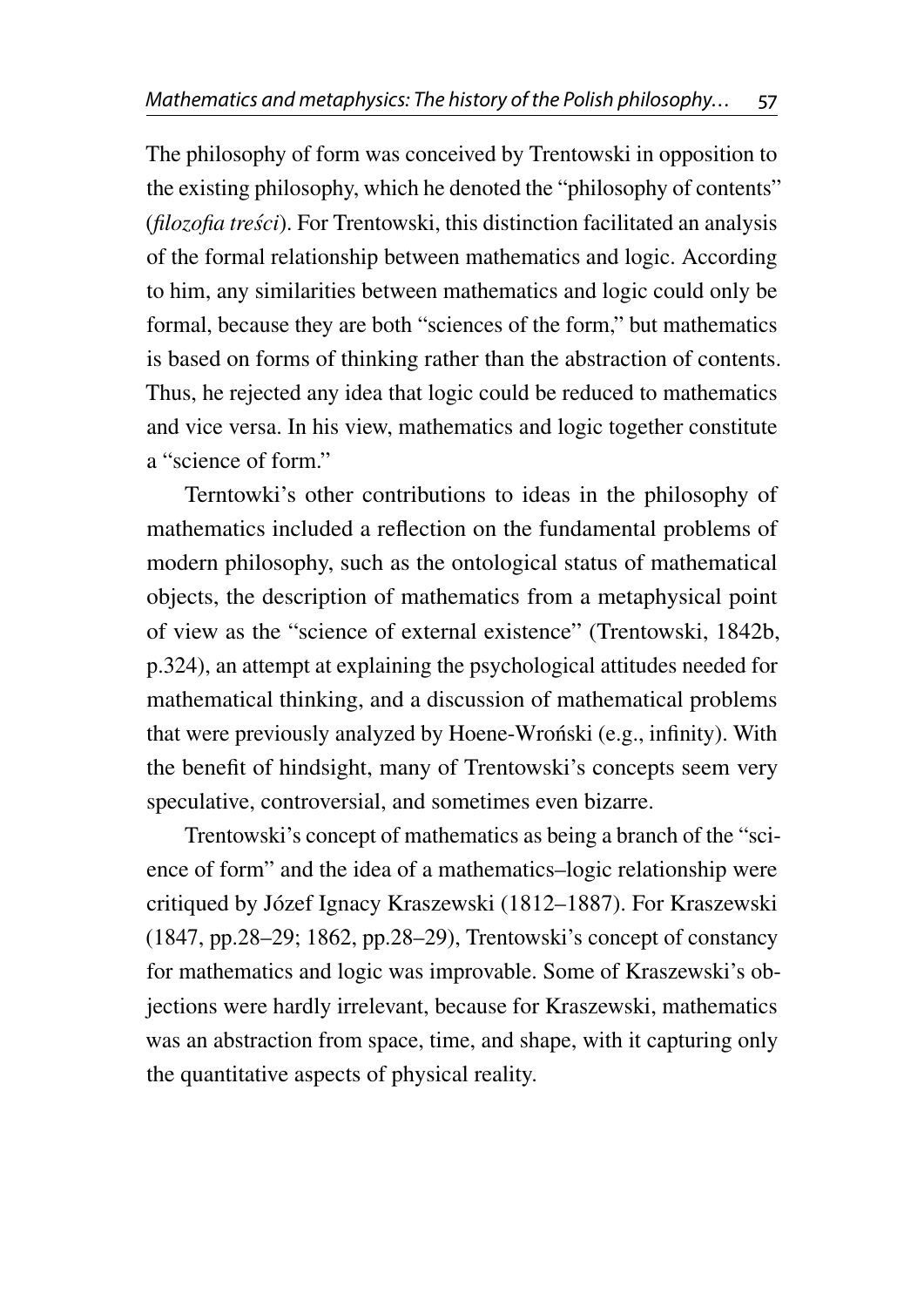The philosophy of form was conceived by Trentowski in opposition to the existing philosophy, which he denoted the "philosophy of contents" (*filozofia treści*). For Trentowski, this distinction facilitated an analysis of the formal relationship between mathematics and logic. According to him, any similarities between mathematics and logic could only be formal, because they are both "sciences of the form," but mathematics is based on forms of thinking rather than the abstraction of contents. Thus, he rejected any idea that logic could be reduced to mathematics and vice versa. In his view, mathematics and logic together constitute a "science of form."

Terntowki's other contributions to ideas in the philosophy of mathematics included a reflection on the fundamental problems of modern philosophy, such as the ontological status of mathematical objects, the description of mathematics from a metaphysical point of view as the "science of external existence" (Trentowski, 1842b, p.324), an attempt at explaining the psychological attitudes needed for mathematical thinking, and a discussion of mathematical problems that were previously analyzed by Hoene-Wroński (e.g., infinity). With the benefit of hindsight, many of Trentowski's concepts seem very speculative, controversial, and sometimes even bizarre.

Trentowski's concept of mathematics as being a branch of the "science of form" and the idea of a mathematics–logic relationship were critiqued by Józef Ignacy Kraszewski (1812–1887). For Kraszewski (1847, pp.28–29; 1862, pp.28–29), Trentowski's concept of constancy for mathematics and logic was improvable. Some of Kraszewski's objections were hardly irrelevant, because for Kraszewski, mathematics was an abstraction from space, time, and shape, with it capturing only the quantitative aspects of physical reality.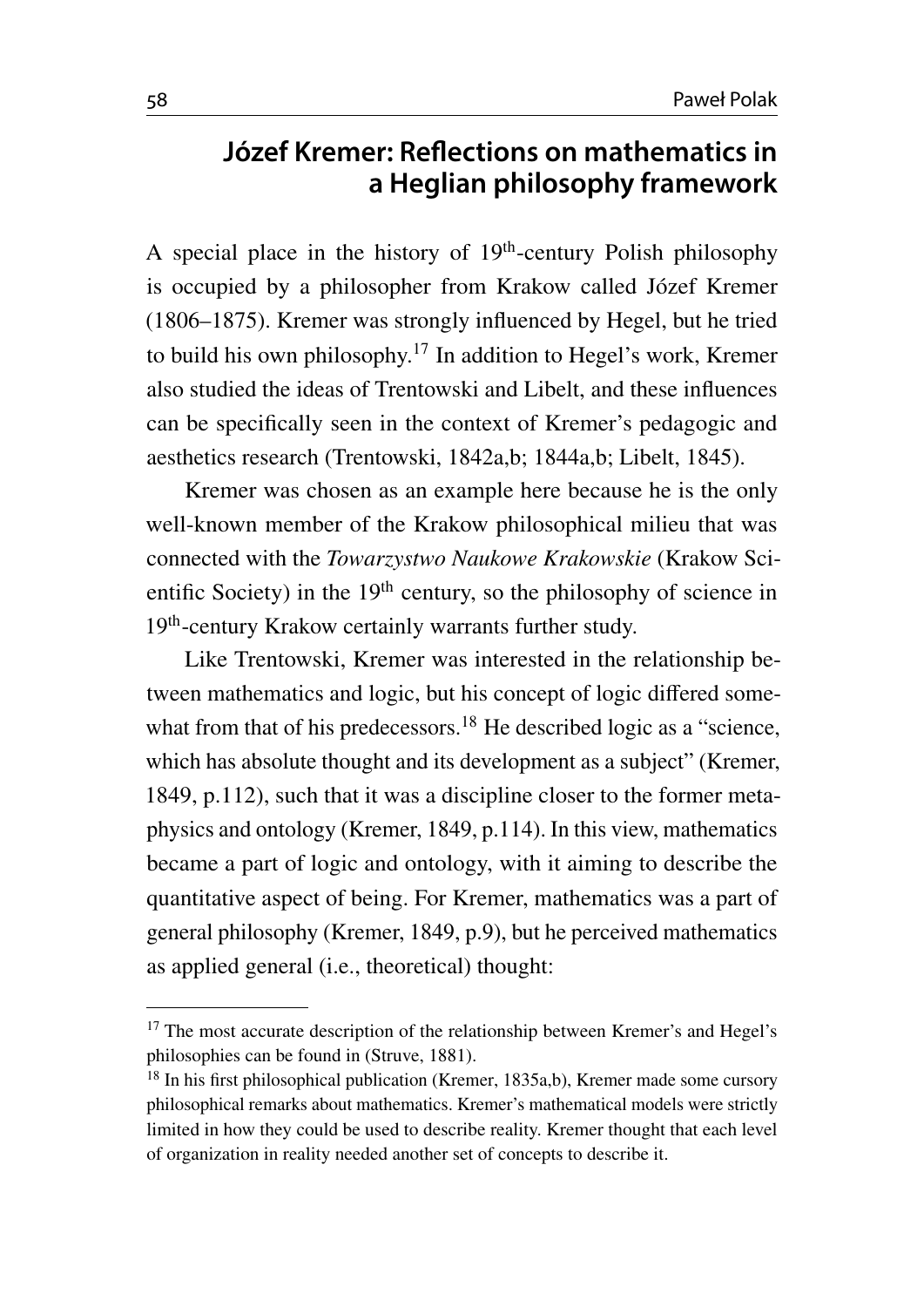## Józef Kremer: Reflections on mathematics in a Heglian philosophy framework

A special place in the history of 19th-century Polish philosophy is occupied by a philosopher from Krakow called Józef Kremer (1806–1875). Kremer was strongly influenced by Hegel, but he tried to build his own philosophy.[17] In addition to Hegel's work, Kremer also studied the ideas of Trentowski and Libelt, and these influences can be specifically seen in the context of Kremer's pedagogic and aesthetics research (Trentowski, 1842a,b; 1844a,b; Libelt, 1845).

Kremer was chosen as an example here because he is the only well-known member of the Krakow philosophical milieu that was connected with the *Towarzystwo Naukowe Krakowskie* (Krakow Scientific Society) in the 19th century, so the philosophy of science in 19th-century Krakow certainly warrants further study.

Like Trentowski, Kremer was interested in the relationship between mathematics and logic, but his concept of logic differed somewhat from that of his predecessors.[18] He described logic as a "science, which has absolute thought and its development as a subject" (Kremer, 1849, p.112), such that it was a discipline closer to the former metaphysics and ontology (Kremer, 1849, p.114). In this view, mathematics became a part of logic and ontology, with it aiming to describe the quantitative aspect of being. For Kremer, mathematics was a part of general philosophy (Kremer, 1849, p.9), but he perceived mathematics as applied general (i.e., theoretical) thought:

---

[17] The most accurate description of the relationship between Kremer's and Hegel's philosophies can be found in (Struve, 1881).

[18] In his first philosophical publication (Kremer, 1835a,b), Kremer made some cursory philosophical remarks about mathematics. Kremer's mathematical models were strictly limited in how they could be used to describe reality. Kremer thought that each level of organization in reality needed another set of concepts to describe it.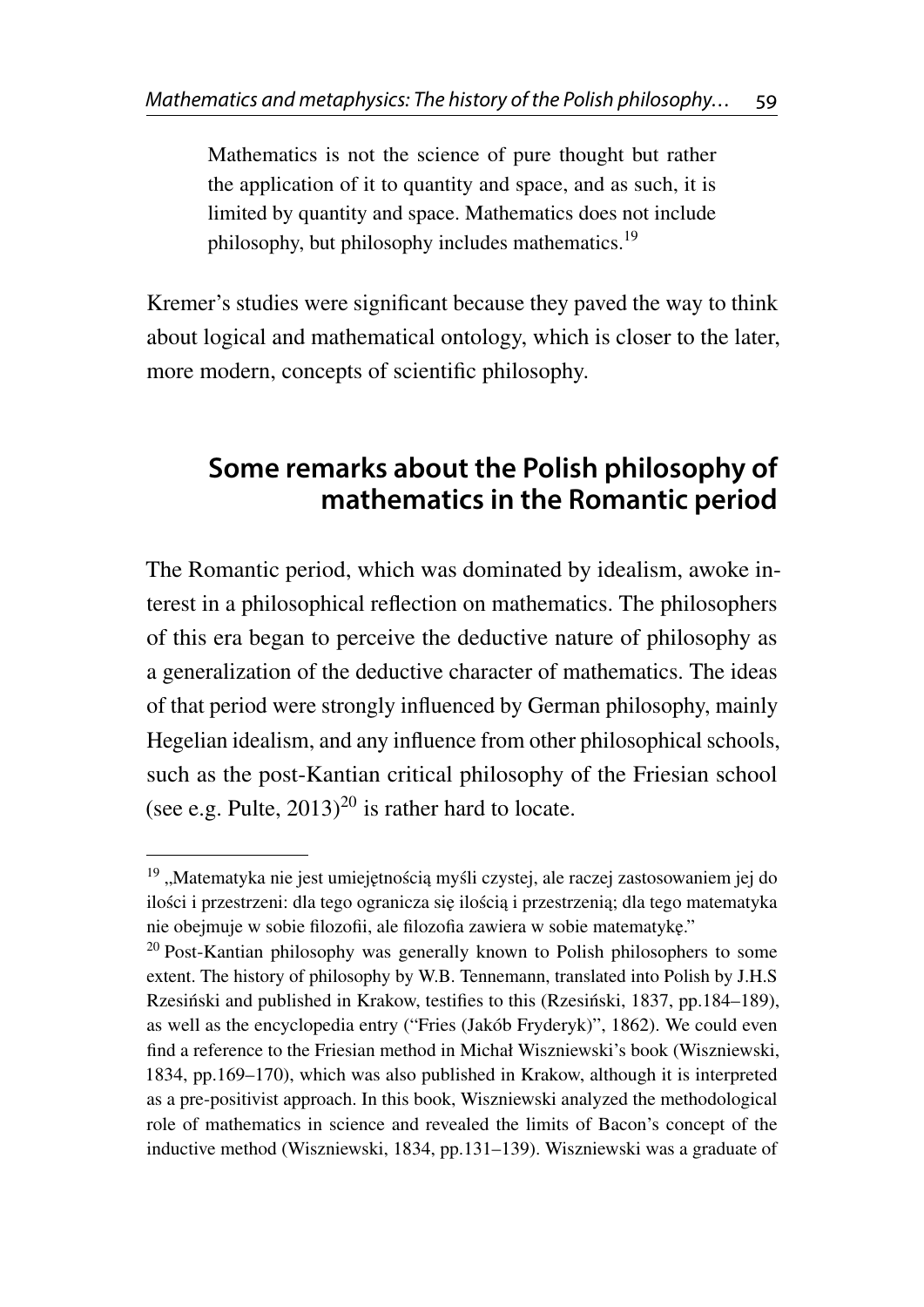> Mathematics is not the science of pure thought but rather the application of it to quantity and space, and as such, it is limited by quantity and space. Mathematics does not include philosophy, but philosophy includes mathematics.[19]

Kremer's studies were significant because they paved the way to think about logical and mathematical ontology, which is closer to the later, more modern, concepts of scientific philosophy.

## Some remarks about the Polish philosophy of mathematics in the Romantic period

The Romantic period, which was dominated by idealism, awoke interest in a philosophical reflection on mathematics. The philosophers of this era began to perceive the deductive nature of philosophy as a generalization of the deductive character of mathematics. The ideas of that period were strongly influenced by German philosophy, mainly Hegelian idealism, and any influence from other philosophical schools, such as the post-Kantian critical philosophy of the Friesian school (see e.g. Pulte, 2013)[20] is rather hard to locate.

---

[19] „Matematyka nie jest umiejętnością myśli czystej, ale raczej zastosowaniem jej do ilości i przestrzeni: dla tego ogranicza się ilością i przestrzenią; dla tego matematyka nie obejmuje w sobie filozofii, ale filozofia zawiera w sobie matematykę."

[20] Post-Kantian philosophy was generally known to Polish philosophers to some extent. The history of philosophy by W.B. Tennemann, translated into Polish by J.H.S Rzesiński and published in Krakow, testifies to this (Rzesiński, 1837, pp.184–189), as well as the encyclopedia entry ("Fries (Jakób Fryderyk)", 1862). We could even find a reference to the Friesian method in Michał Wiszniewski's book (Wiszniewski, 1834, pp.169–170), which was also published in Krakow, although it is interpreted as a pre-positivist approach. In this book, Wiszniewski analyzed the methodological role of mathematics in science and revealed the limits of Bacon's concept of the inductive method (Wiszniewski, 1834, pp.131–139). Wiszniewski was a graduate of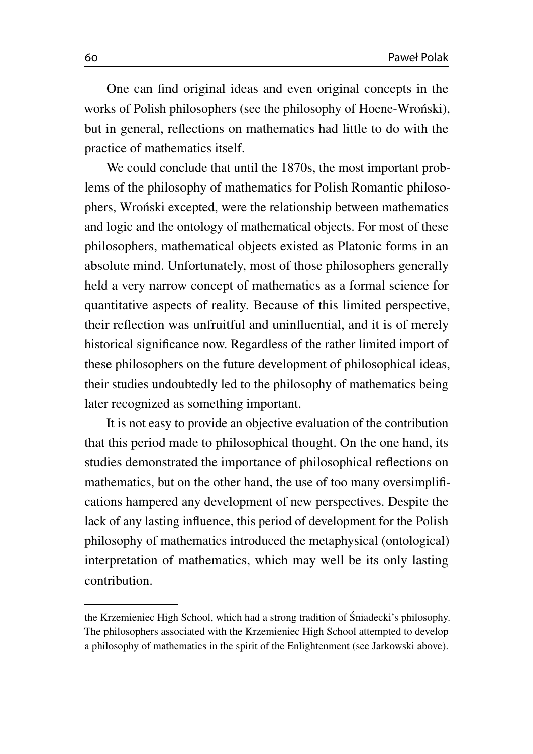One can find original ideas and even original concepts in the works of Polish philosophers (see the philosophy of Hoene-Wroński), but in general, reflections on mathematics had little to do with the practice of mathematics itself.

We could conclude that until the 1870s, the most important problems of the philosophy of mathematics for Polish Romantic philosophers, Wroński excepted, were the relationship between mathematics and logic and the ontology of mathematical objects. For most of these philosophers, mathematical objects existed as Platonic forms in an absolute mind. Unfortunately, most of those philosophers generally held a very narrow concept of mathematics as a formal science for quantitative aspects of reality. Because of this limited perspective, their reflection was unfruitful and uninfluential, and it is of merely historical significance now. Regardless of the rather limited import of these philosophers on the future development of philosophical ideas, their studies undoubtedly led to the philosophy of mathematics being later recognized as something important.

It is not easy to provide an objective evaluation of the contribution that this period made to philosophical thought. On the one hand, its studies demonstrated the importance of philosophical reflections on mathematics, but on the other hand, the use of too many oversimplifications hampered any development of new perspectives. Despite the lack of any lasting influence, this period of development for the Polish philosophy of mathematics introduced the metaphysical (ontological) interpretation of mathematics, which may well be its only lasting contribution.

---

the Krzemieniec High School, which had a strong tradition of Śniadecki's philosophy. The philosophers associated with the Krzemieniec High School attempted to develop a philosophy of mathematics in the spirit of the Enlightenment (see Jarkowski above).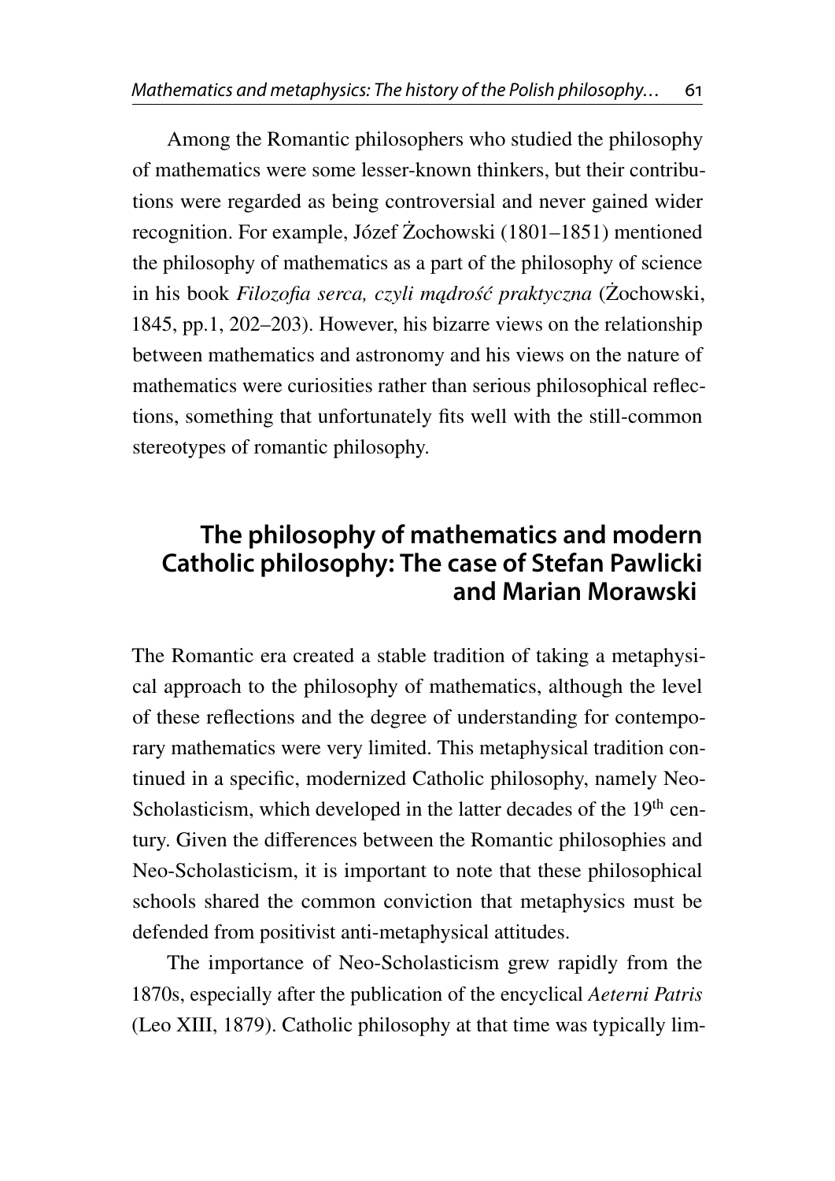Among the Romantic philosophers who studied the philosophy of mathematics were some lesser-known thinkers, but their contributions were regarded as being controversial and never gained wider recognition. For example, Józef Żochowski (1801–1851) mentioned the philosophy of mathematics as a part of the philosophy of science in his book *Filozofia serca, czyli mądrość praktyczna* (Żochowski, 1845, pp.1, 202–203). However, his bizarre views on the relationship between mathematics and astronomy and his views on the nature of mathematics were curiosities rather than serious philosophical reflections, something that unfortunately fits well with the still-common stereotypes of romantic philosophy.

## The philosophy of mathematics and modern Catholic philosophy: The case of Stefan Pawlicki and Marian Morawski

The Romantic era created a stable tradition of taking a metaphysical approach to the philosophy of mathematics, although the level of these reflections and the degree of understanding for contemporary mathematics were very limited. This metaphysical tradition continued in a specific, modernized Catholic philosophy, namely Neo-Scholasticism, which developed in the latter decades of the 19th century. Given the differences between the Romantic philosophies and Neo-Scholasticism, it is important to note that these philosophical schools shared the common conviction that metaphysics must be defended from positivist anti-metaphysical attitudes.

The importance of Neo-Scholasticism grew rapidly from the 1870s, especially after the publication of the encyclical *Aeterni Patris* (Leo XIII, 1879). Catholic philosophy at that time was typically lim-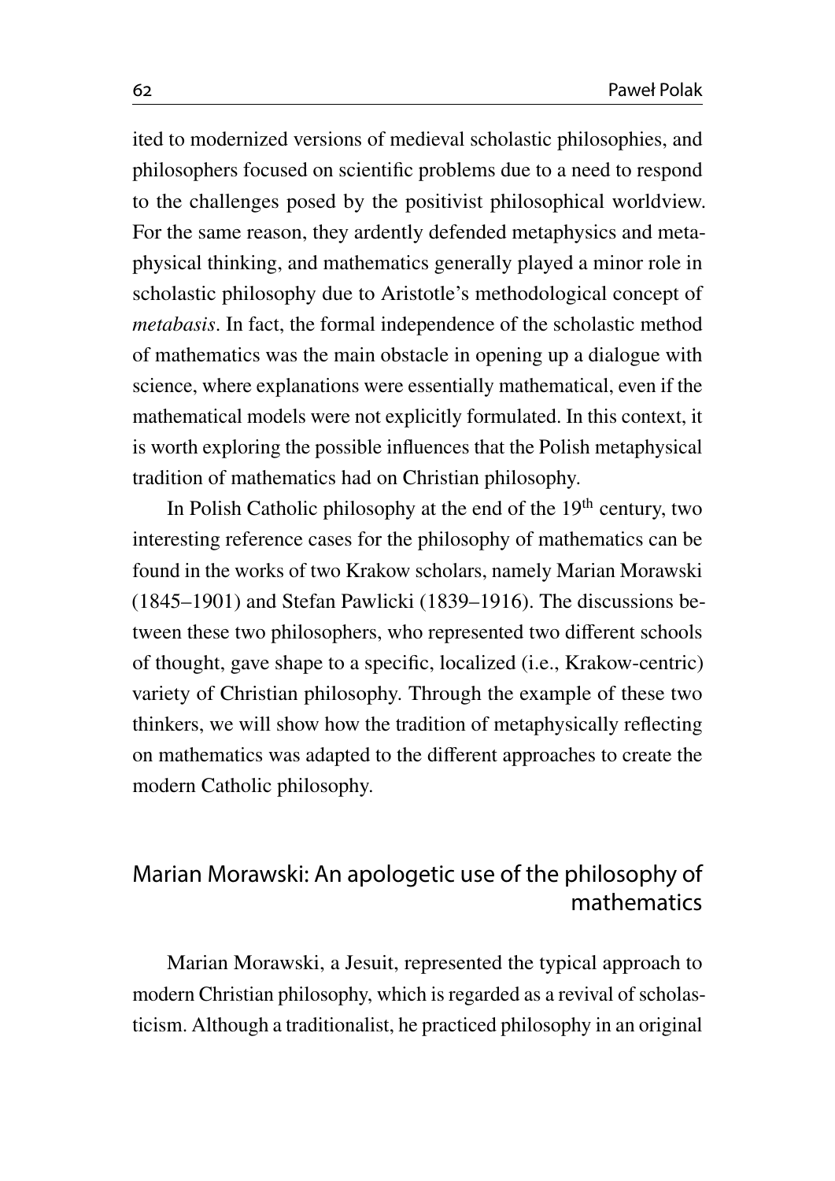ited to modernized versions of medieval scholastic philosophies, and philosophers focused on scientific problems due to a need to respond to the challenges posed by the positivist philosophical worldview. For the same reason, they ardently defended metaphysics and metaphysical thinking, and mathematics generally played a minor role in scholastic philosophy due to Aristotle's methodological concept of *metabasis*. In fact, the formal independence of the scholastic method of mathematics was the main obstacle in opening up a dialogue with science, where explanations were essentially mathematical, even if the mathematical models were not explicitly formulated. In this context, it is worth exploring the possible influences that the Polish metaphysical tradition of mathematics had on Christian philosophy.

In Polish Catholic philosophy at the end of the 19th century, two interesting reference cases for the philosophy of mathematics can be found in the works of two Krakow scholars, namely Marian Morawski (1845–1901) and Stefan Pawlicki (1839–1916). The discussions between these two philosophers, who represented two different schools of thought, gave shape to a specific, localized (i.e., Krakow-centric) variety of Christian philosophy. Through the example of these two thinkers, we will show how the tradition of metaphysically reflecting on mathematics was adapted to the different approaches to create the modern Catholic philosophy.

## Marian Morawski: An apologetic use of the philosophy of mathematics

Marian Morawski, a Jesuit, represented the typical approach to modern Christian philosophy, which is regarded as a revival of scholasticism. Although a traditionalist, he practiced philosophy in an original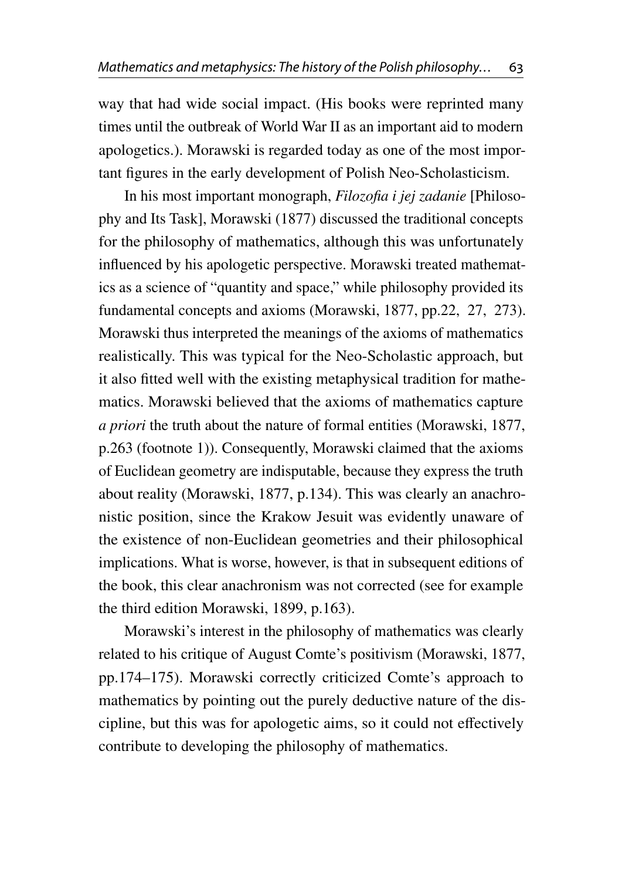way that had wide social impact. (His books were reprinted many times until the outbreak of World War II as an important aid to modern apologetics.). Morawski is regarded today as one of the most important figures in the early development of Polish Neo-Scholasticism.

In his most important monograph, *Filozofia i jej zadanie* [Philosophy and Its Task], Morawski (1877) discussed the traditional concepts for the philosophy of mathematics, although this was unfortunately influenced by his apologetic perspective. Morawski treated mathematics as a science of "quantity and space," while philosophy provided its fundamental concepts and axioms (Morawski, 1877, pp.22, 27, 273). Morawski thus interpreted the meanings of the axioms of mathematics realistically. This was typical for the Neo-Scholastic approach, but it also fitted well with the existing metaphysical tradition for mathematics. Morawski believed that the axioms of mathematics capture *a priori* the truth about the nature of formal entities (Morawski, 1877, p.263 (footnote 1)). Consequently, Morawski claimed that the axioms of Euclidean geometry are indisputable, because they express the truth about reality (Morawski, 1877, p.134). This was clearly an anachronistic position, since the Krakow Jesuit was evidently unaware of the existence of non-Euclidean geometries and their philosophical implications. What is worse, however, is that in subsequent editions of the book, this clear anachronism was not corrected (see for example the third edition Morawski, 1899, p.163).

Morawski's interest in the philosophy of mathematics was clearly related to his critique of August Comte's positivism (Morawski, 1877, pp.174–175). Morawski correctly criticized Comte's approach to mathematics by pointing out the purely deductive nature of the discipline, but this was for apologetic aims, so it could not effectively contribute to developing the philosophy of mathematics.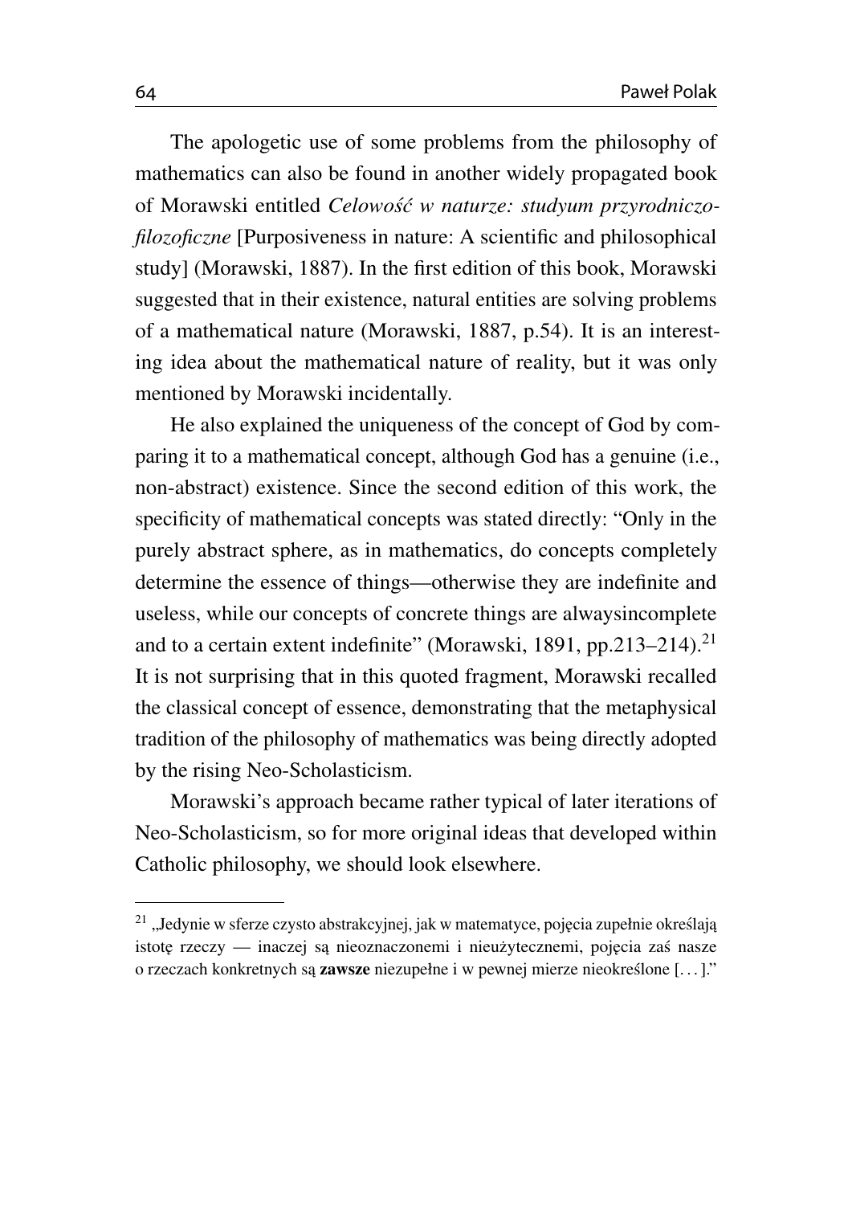The apologetic use of some problems from the philosophy of mathematics can also be found in another widely propagated book of Morawski entitled *Celowość w naturze: studyum przyrodniczo-filozoficzne* [Purposiveness in nature: A scientific and philosophical study] (Morawski, 1887). In the first edition of this book, Morawski suggested that in their existence, natural entities are solving problems of a mathematical nature (Morawski, 1887, p.54). It is an interesting idea about the mathematical nature of reality, but it was only mentioned by Morawski incidentally.

He also explained the uniqueness of the concept of God by comparing it to a mathematical concept, although God has a genuine (i.e., non-abstract) existence. Since the second edition of this work, the specificity of mathematical concepts was stated directly: "Only in the purely abstract sphere, as in mathematics, do concepts completely determine the essence of things—otherwise they are indefinite and useless, while our concepts of concrete things are alwaysincomplete and to a certain extent indefinite" (Morawski, 1891, pp.213–214).[21] It is not surprising that in this quoted fragment, Morawski recalled the classical concept of essence, demonstrating that the metaphysical tradition of the philosophy of mathematics was being directly adopted by the rising Neo-Scholasticism.

Morawski's approach became rather typical of later iterations of Neo-Scholasticism, so for more original ideas that developed within Catholic philosophy, we should look elsewhere.

---

[21] „Jedynie w sferze czysto abstrakcyjnej, jak w matematyce, pojęcia zupełnie określają istotę rzeczy — inaczej są nieoznaczonemi i nieużytecznemi, pojęcia zaś nasze o rzeczach konkretnych są **zawsze** niezupełne i w pewnej mierze nieokreślone [. . . ]."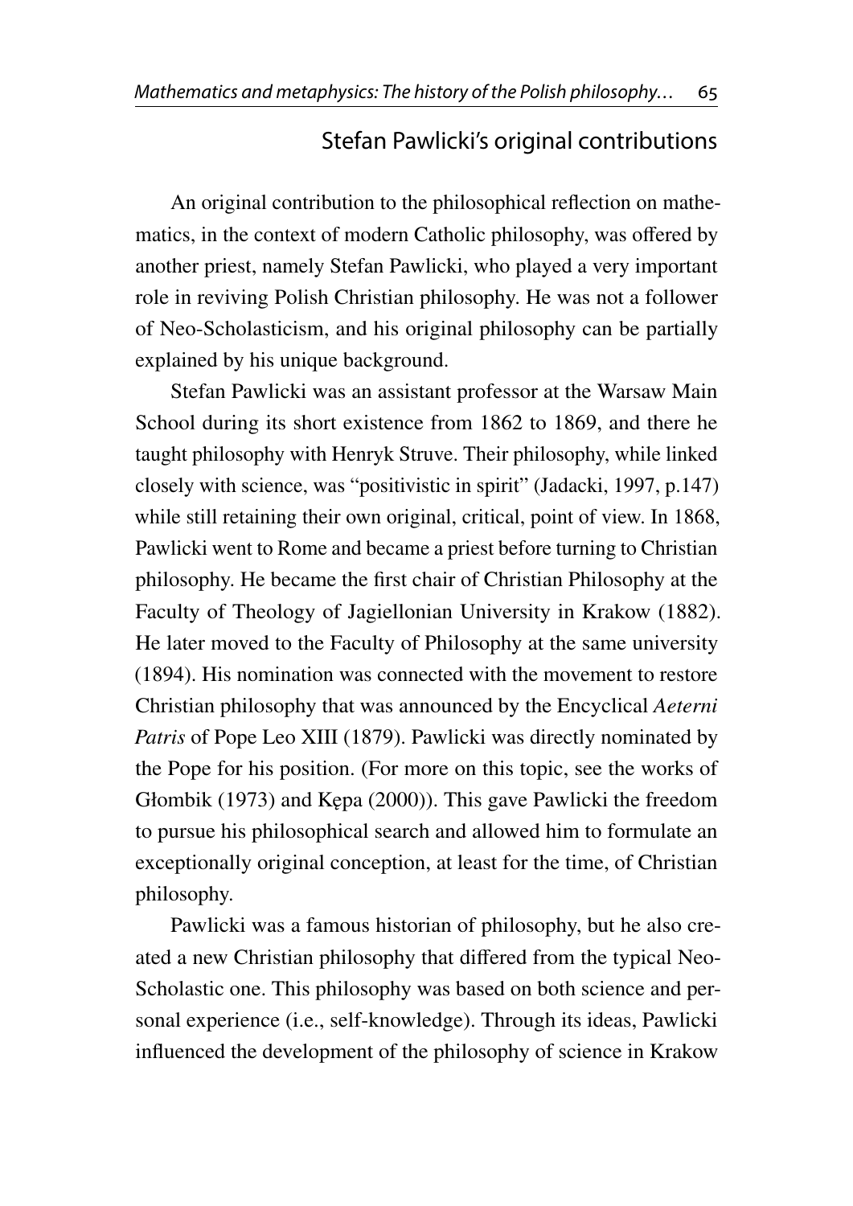## Stefan Pawlicki's original contributions

An original contribution to the philosophical reflection on mathematics, in the context of modern Catholic philosophy, was offered by another priest, namely Stefan Pawlicki, who played a very important role in reviving Polish Christian philosophy. He was not a follower of Neo-Scholasticism, and his original philosophy can be partially explained by his unique background.

Stefan Pawlicki was an assistant professor at the Warsaw Main School during its short existence from 1862 to 1869, and there he taught philosophy with Henryk Struve. Their philosophy, while linked closely with science, was "positivistic in spirit" (Jadacki, 1997, p.147) while still retaining their own original, critical, point of view. In 1868, Pawlicki went to Rome and became a priest before turning to Christian philosophy. He became the first chair of Christian Philosophy at the Faculty of Theology of Jagiellonian University in Krakow (1882). He later moved to the Faculty of Philosophy at the same university (1894). His nomination was connected with the movement to restore Christian philosophy that was announced by the Encyclical *Aeterni Patris* of Pope Leo XIII (1879). Pawlicki was directly nominated by the Pope for his position. (For more on this topic, see the works of Głombik (1973) and Kępa (2000)). This gave Pawlicki the freedom to pursue his philosophical search and allowed him to formulate an exceptionally original conception, at least for the time, of Christian philosophy.

Pawlicki was a famous historian of philosophy, but he also created a new Christian philosophy that differed from the typical Neo-Scholastic one. This philosophy was based on both science and personal experience (i.e., self-knowledge). Through its ideas, Pawlicki influenced the development of the philosophy of science in Krakow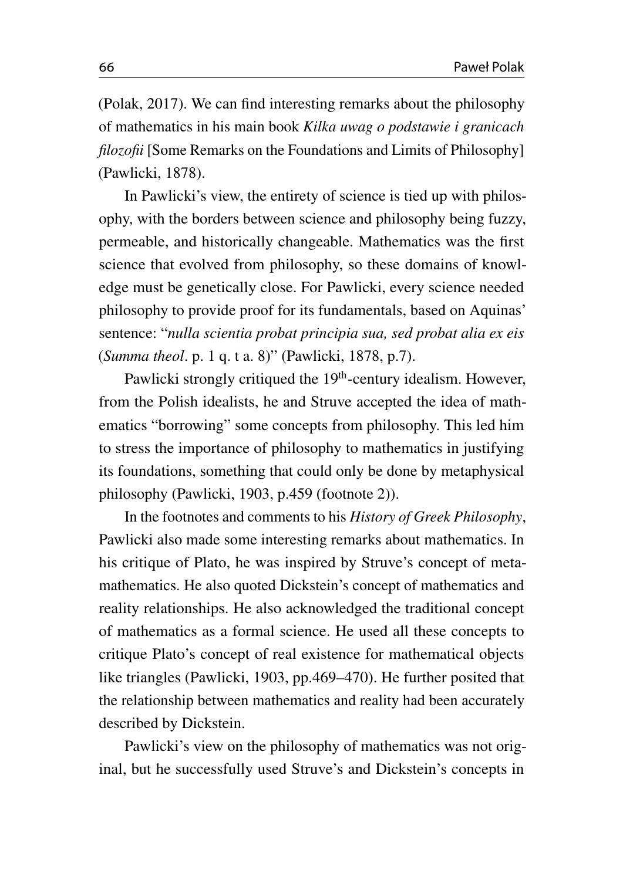(Polak, 2017). We can find interesting remarks about the philosophy of mathematics in his main book *Kilka uwag o podstawie i granicach filozofii* [Some Remarks on the Foundations and Limits of Philosophy] (Pawlicki, 1878).

In Pawlicki's view, the entirety of science is tied up with philosophy, with the borders between science and philosophy being fuzzy, permeable, and historically changeable. Mathematics was the first science that evolved from philosophy, so these domains of knowledge must be genetically close. For Pawlicki, every science needed philosophy to provide proof for its fundamentals, based on Aquinas' sentence: "*nulla scientia probat principia sua, sed probat alia ex eis* (*Summa theol*. p. 1 q. t a. 8)" (Pawlicki, 1878, p.7).

Pawlicki strongly critiqued the 19th-century idealism. However, from the Polish idealists, he and Struve accepted the idea of mathematics "borrowing" some concepts from philosophy. This led him to stress the importance of philosophy to mathematics in justifying its foundations, something that could only be done by metaphysical philosophy (Pawlicki, 1903, p.459 (footnote 2)).

In the footnotes and comments to his *History of Greek Philosophy*, Pawlicki also made some interesting remarks about mathematics. In his critique of Plato, he was inspired by Struve's concept of metamathematics. He also quoted Dickstein's concept of mathematics and reality relationships. He also acknowledged the traditional concept of mathematics as a formal science. He used all these concepts to critique Plato's concept of real existence for mathematical objects like triangles (Pawlicki, 1903, pp.469–470). He further posited that the relationship between mathematics and reality had been accurately described by Dickstein.

Pawlicki's view on the philosophy of mathematics was not original, but he successfully used Struve's and Dickstein's concepts in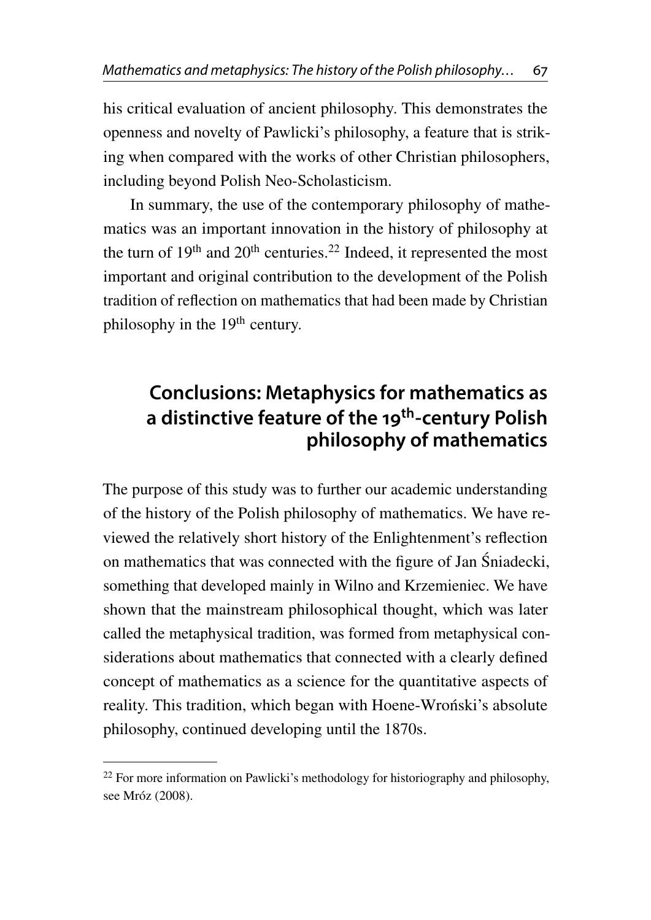his critical evaluation of ancient philosophy. This demonstrates the openness and novelty of Pawlicki's philosophy, a feature that is striking when compared with the works of other Christian philosophers, including beyond Polish Neo-Scholasticism.

In summary, the use of the contemporary philosophy of mathematics was an important innovation in the history of philosophy at the turn of 19th and 20th centuries.[22] Indeed, it represented the most important and original contribution to the development of the Polish tradition of reflection on mathematics that had been made by Christian philosophy in the 19th century.

## Conclusions: Metaphysics for mathematics as a distinctive feature of the 19th-century Polish philosophy of mathematics

The purpose of this study was to further our academic understanding of the history of the Polish philosophy of mathematics. We have reviewed the relatively short history of the Enlightenment's reflection on mathematics that was connected with the figure of Jan Śniadecki, something that developed mainly in Wilno and Krzemieniec. We have shown that the mainstream philosophical thought, which was later called the metaphysical tradition, was formed from metaphysical considerations about mathematics that connected with a clearly defined concept of mathematics as a science for the quantitative aspects of reality. This tradition, which began with Hoene-Wroński's absolute philosophy, continued developing until the 1870s.

[22] For more information on Pawlicki's methodology for historiography and philosophy, see Mróz (2008).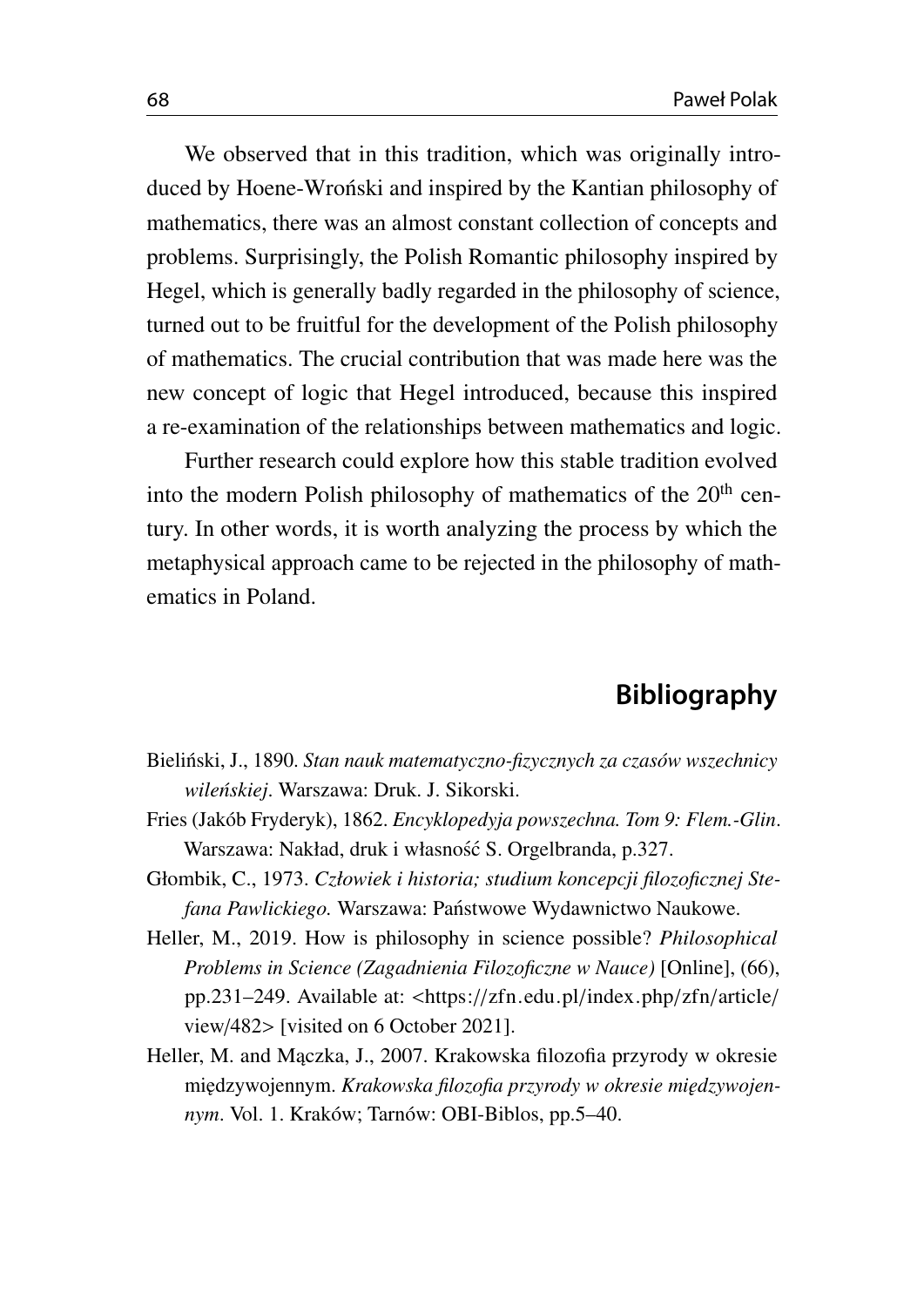We observed that in this tradition, which was originally introduced by Hoene-Wroński and inspired by the Kantian philosophy of mathematics, there was an almost constant collection of concepts and problems. Surprisingly, the Polish Romantic philosophy inspired by Hegel, which is generally badly regarded in the philosophy of science, turned out to be fruitful for the development of the Polish philosophy of mathematics. The crucial contribution that was made here was the new concept of logic that Hegel introduced, because this inspired a re-examination of the relationships between mathematics and logic.

Further research could explore how this stable tradition evolved into the modern Polish philosophy of mathematics of the 20th century. In other words, it is worth analyzing the process by which the metaphysical approach came to be rejected in the philosophy of mathematics in Poland.

## Bibliography

Bieliński, J., 1890. *Stan nauk matematyczno-fizycznych za czasów wszechnicy wileńskiej*. Warszawa: Druk. J. Sikorski.

Fries (Jakób Fryderyk), 1862. *Encyklopedyja powszechna. Tom 9: Flem.-Glin*. Warszawa: Nakład, druk i własność S. Orgelbranda, p.327.

Głombik, C., 1973. *Człowiek i historia; studium koncepcji filozoficznej Stefana Pawlickiego.* Warszawa: Państwowe Wydawnictwo Naukowe.

Heller, M., 2019. How is philosophy in science possible? *Philosophical Problems in Science (Zagadnienia Filozoficzne w Nauce)* [Online], (66), pp.231–249. Available at: <https://zfn.edu.pl/index.php/zfn/article/view/482> [visited on 6 October 2021].

Heller, M. and Mączka, J., 2007. Krakowska filozofia przyrody w okresie międzywojennym. *Krakowska filozofia przyrody w okresie międzywojennym*. Vol. 1. Kraków; Tarnów: OBI-Biblos, pp.5–40.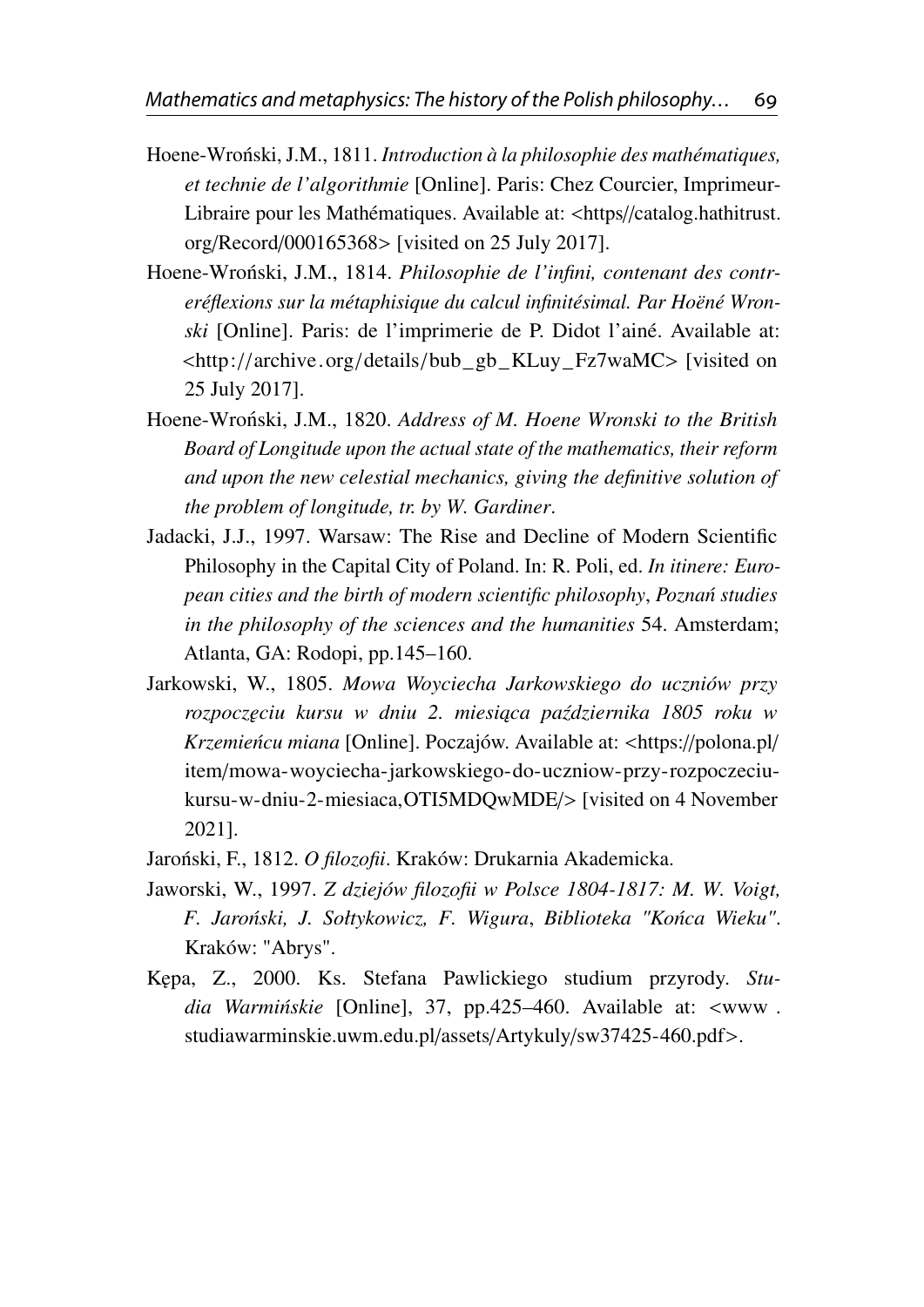Hoene-Wroński, J.M., 1811. *Introduction à la philosophie des mathématiques, et technie de l'algorithmie* [Online]. Paris: Chez Courcier, Imprimeur-Libraire pour les Mathématiques. Available at: <https//catalog.hathitrust.org/Record/000165368> [visited on 25 July 2017].

Hoene-Wroński, J.M., 1814. *Philosophie de l'infini, contenant des contre-réflexions sur la métaphisique du calcul infinitésimal. Par Hoëné Wronski* [Online]. Paris: de l'imprimerie de P. Didot l'ainé. Available at: <http://archive.org/details/bub_gb_KLuy_Fz7waMC> [visited on 25 July 2017].

Hoene-Wroński, J.M., 1820. *Address of M. Hoene Wronski to the British Board of Longitude upon the actual state of the mathematics, their reform and upon the new celestial mechanics, giving the definitive solution of the problem of longitude, tr. by W. Gardiner*.

Jadacki, J.J., 1997. Warsaw: The Rise and Decline of Modern Scientific Philosophy in the Capital City of Poland. In: R. Poli, ed. *In itinere: European cities and the birth of modern scientific philosophy*, *Poznań studies in the philosophy of the sciences and the humanities* 54. Amsterdam; Atlanta, GA: Rodopi, pp.145–160.

Jarkowski, W., 1805. *Mowa Woyciecha Jarkowskiego do uczniów przy rozpoczęciu kursu w dniu 2. miesiąca października 1805 roku w Krzemieńcu miana* [Online]. Poczajów. Available at: <https://polona.pl/item/mowa-woyciecha-jarkowskiego-do-uczniow-przy-rozpoczeciu-kursu-w-dniu-2-miesiaca,OTI5MDQwMDE/> [visited on 4 November 2021].

Jaroński, F., 1812. *O filozofii*. Kraków: Drukarnia Akademicka.

Jaworski, W., 1997. *Z dziejów filozofii w Polsce 1804-1817: M. W. Voigt, F. Jaroński, J. Sołtykowicz, F. Wigura*, *Biblioteka "Końca Wieku"*. Kraków: "Abrys".

Kępa, Z., 2000. Ks. Stefana Pawlickiego studium przyrody. *Studia Warmińskie* [Online], 37, pp.425–460. Available at: <www.studiawarminskie.uwm.edu.pl/assets/Artykuly/sw37425-460.pdf>.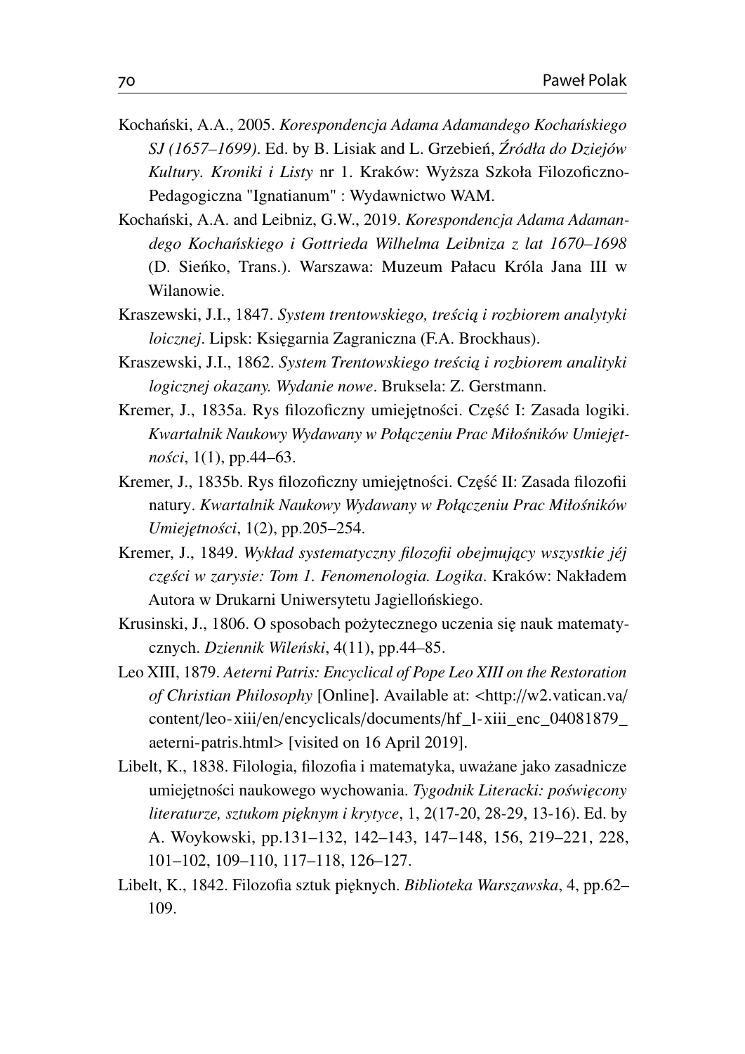Kochański, A.A., 2005. *Korespondencja Adama Adamandego Kochańskiego SJ (1657–1699)*. Ed. by B. Lisiak and L. Grzebień, *Źródła do Dziejów Kultury. Kroniki i Listy* nr 1. Kraków: Wyższa Szkoła Filozoficzno-Pedagogiczna "Ignatianum" : Wydawnictwo WAM.

Kochański, A.A. and Leibniz, G.W., 2019. *Korespondencja Adama Adamandego Kochańskiego i Gottrieda Wilhelma Leibniza z lat 1670–1698* (D. Sieńko, Trans.). Warszawa: Muzeum Pałacu Króla Jana III w Wilanowie.

Kraszewski, J.I., 1847. *System trentowskiego, treścią i rozbiorem analytyki loicznej*. Lipsk: Księgarnia Zagraniczna (F.A. Brockhaus).

Kraszewski, J.I., 1862. *System Trentowskiego treścią i rozbiorem analityki logicznej okazany. Wydanie nowe*. Bruksela: Z. Gerstmann.

Kremer, J., 1835a. Rys filozoficzny umiejętności. Część I: Zasada logiki. *Kwartalnik Naukowy Wydawany w Połączeniu Prac Miłośników Umiejętności*, 1(1), pp.44–63.

Kremer, J., 1835b. Rys filozoficzny umiejętności. Część II: Zasada filozofii natury. *Kwartalnik Naukowy Wydawany w Połączeniu Prac Miłośników Umiejętności*, 1(2), pp.205–254.

Kremer, J., 1849. *Wykład systematyczny filozofii obejmujący wszystkie jéj części w zarysie: Tom 1. Fenomenologia. Logika*. Kraków: Nakładem Autora w Drukarni Uniwersytetu Jagiellońskiego.

Krusinski, J., 1806. O sposobach pożytecznego uczenia się nauk matematycznych. *Dziennik Wileński*, 4(11), pp.44–85.

Leo XIII, 1879. *Aeterni Patris: Encyclical of Pope Leo XIII on the Restoration of Christian Philosophy* [Online]. Available at: <http://w2.vatican.va/content/leo-xiii/en/encyclicals/documents/hf_l-xiii_enc_04081879_aeterni-patris.html> [visited on 16 April 2019].

Libelt, K., 1838. Filologia, filozofia i matematyka, uważane jako zasadnicze umiejętności naukowego wychowania. *Tygodnik Literacki: poświęcony literaturze, sztukom pięknym i krytyce*, 1, 2(17-20, 28-29, 13-16). Ed. by A. Woykowski, pp.131–132, 142–143, 147–148, 156, 219–221, 228, 101–102, 109–110, 117–118, 126–127.

Libelt, K., 1842. Filozofia sztuk pięknych. *Biblioteka Warszawska*, 4, pp.62–109.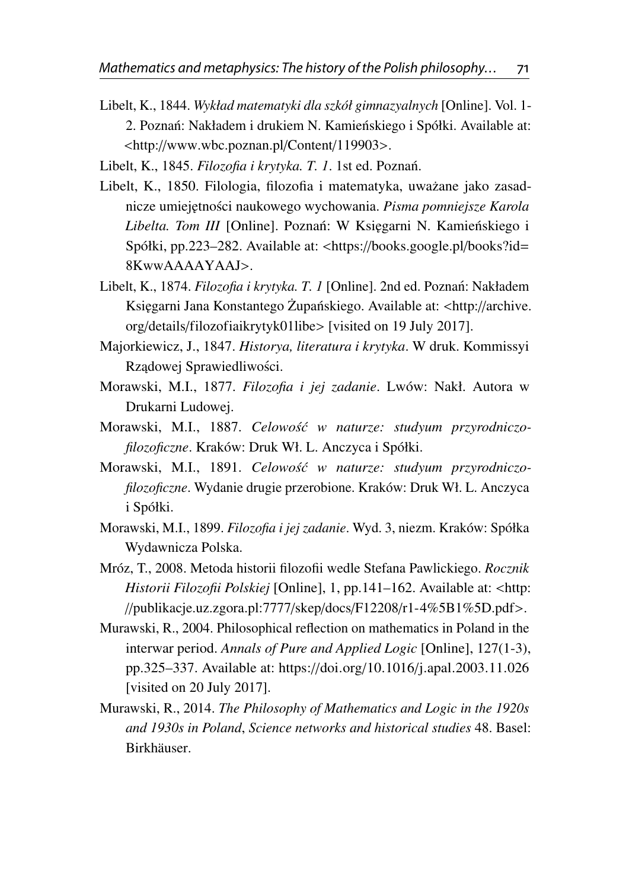Libelt, K., 1844. *Wykład matematyki dla szkół gimnazyalnych* [Online]. Vol. 1-2. Poznań: Nakładem i drukiem N. Kamieńskiego i Spółki. Available at: <http://www.wbc.poznan.pl/Content/119903>.

Libelt, K., 1845. *Filozofia i krytyka. T. 1*. 1st ed. Poznań.

Libelt, K., 1850. Filologia, filozofia i matematyka, uważane jako zasadnicze umiejętności naukowego wychowania. *Pisma pomniejsze Karola Libelta. Tom III* [Online]. Poznań: W Księgarni N. Kamieńskiego i Spółki, pp.223–282. Available at: <https://books.google.pl/books?id=8KwwAAAAYAAJ>.

Libelt, K., 1874. *Filozofia i krytyka. T. 1* [Online]. 2nd ed. Poznań: Nakładem Księgarni Jana Konstantego Żupańskiego. Available at: <http://archive.org/details/filozofiaikrytyk01libe> [visited on 19 July 2017].

Majorkiewicz, J., 1847. *Historya, literatura i krytyka*. W druk. Kommissyi Rządowej Sprawiedliwości.

Morawski, M.I., 1877. *Filozofia i jej zadanie*. Lwów: Nakł. Autora w Drukarni Ludowej.

Morawski, M.I., 1887. *Celowość w naturze: studyum przyrodniczo-filozoficzne*. Kraków: Druk Wł. L. Anczyca i Spółki.

Morawski, M.I., 1891. *Celowość w naturze: studyum przyrodniczo-filozoficzne*. Wydanie drugie przerobione. Kraków: Druk Wł. L. Anczyca i Spółki.

Morawski, M.I., 1899. *Filozofia i jej zadanie*. Wyd. 3, niezm. Kraków: Spółka Wydawnicza Polska.

Mróz, T., 2008. Metoda historii filozofii wedle Stefana Pawlickiego. *Rocznik Historii Filozofii Polskiej* [Online], 1, pp.141–162. Available at: <http://publikacje.uz.zgora.pl:7777/skep/docs/F12208/r1-4%5B1%5D.pdf>.

Murawski, R., 2004. Philosophical reflection on mathematics in Poland in the interwar period. *Annals of Pure and Applied Logic* [Online], 127(1-3), pp.325–337. Available at: https://doi.org/10.1016/j.apal.2003.11.026 [visited on 20 July 2017].

Murawski, R., 2014. *The Philosophy of Mathematics and Logic in the 1920s and 1930s in Poland*, *Science networks and historical studies* 48. Basel: Birkhäuser.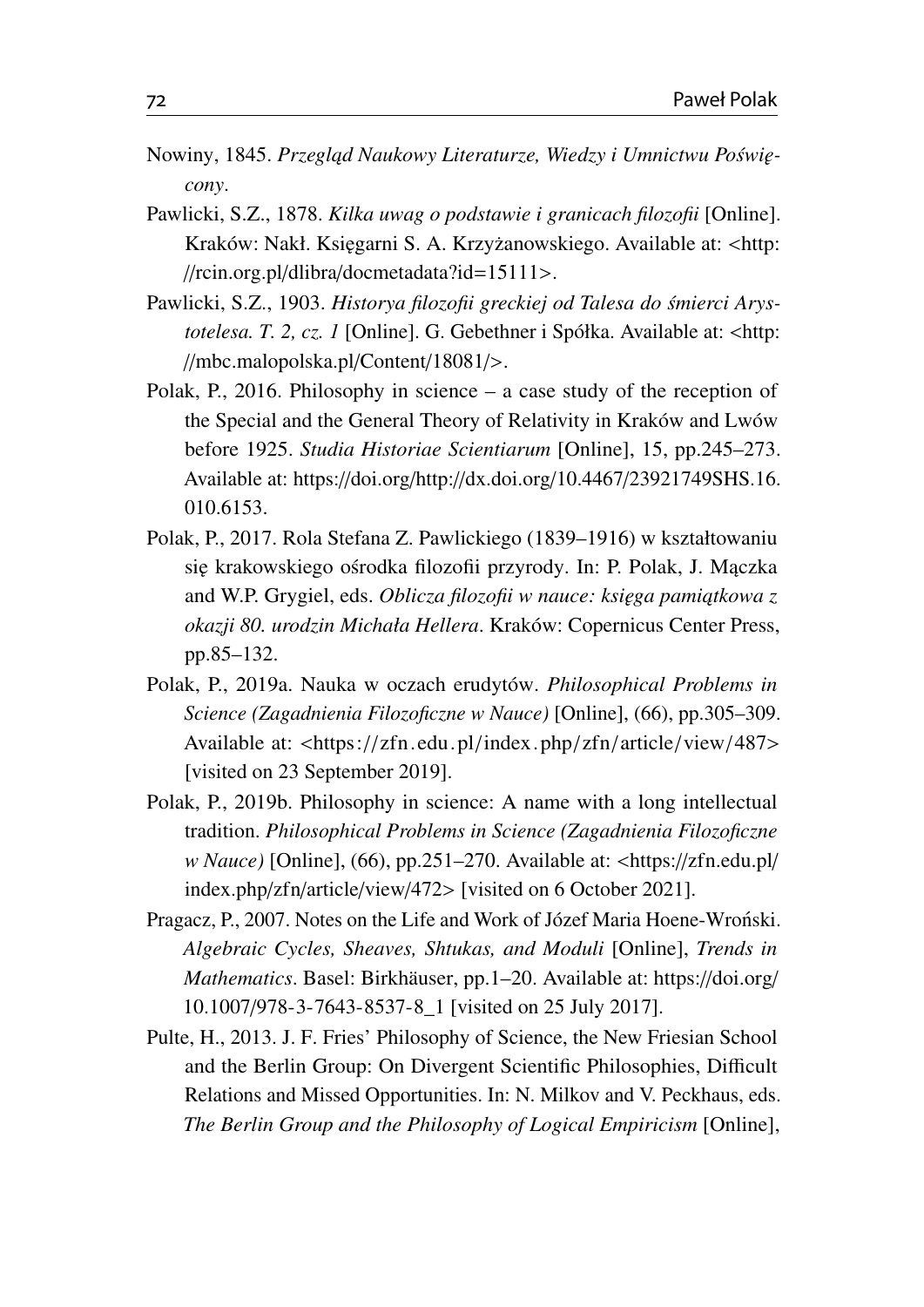Nowiny, 1845. *Przegląd Naukowy Literaturze, Wiedzy i Umnictwu Poświęcony*.

Pawlicki, S.Z., 1878. *Kilka uwag o podstawie i granicach filozofii* [Online]. Kraków: Nakł. Księgarni S. A. Krzyżanowskiego. Available at: <http://rcin.org.pl/dlibra/docmetadata?id=15111>.

Pawlicki, S.Z., 1903. *Historya filozofii greckiej od Talesa do śmierci Arystotelesa. T. 2, cz. 1* [Online]. G. Gebethner i Spółka. Available at: <http://mbc.malopolska.pl/Content/18081/>.

Polak, P., 2016. Philosophy in science – a case study of the reception of the Special and the General Theory of Relativity in Kraków and Lwów before 1925. *Studia Historiae Scientiarum* [Online], 15, pp.245–273. Available at: https://doi.org/http://dx.doi.org/10.4467/23921749SHS.16.010.6153.

Polak, P., 2017. Rola Stefana Z. Pawlickiego (1839–1916) w kształtowaniu się krakowskiego ośrodka filozofii przyrody. In: P. Polak, J. Mączka and W.P. Grygiel, eds. *Oblicza filozofii w nauce: księga pamiątkowa z okazji 80. urodzin Michała Hellera*. Kraków: Copernicus Center Press, pp.85–132.

Polak, P., 2019a. Nauka w oczach erudytów. *Philosophical Problems in Science (Zagadnienia Filozoficzne w Nauce)* [Online], (66), pp.305–309. Available at: <https://zfn.edu.pl/index.php/zfn/article/view/487> [visited on 23 September 2019].

Polak, P., 2019b. Philosophy in science: A name with a long intellectual tradition. *Philosophical Problems in Science (Zagadnienia Filozoficzne w Nauce)* [Online], (66), pp.251–270. Available at: <https://zfn.edu.pl/index.php/zfn/article/view/472> [visited on 6 October 2021].

Pragacz, P., 2007. Notes on the Life and Work of Józef Maria Hoene-Wroński. *Algebraic Cycles, Sheaves, Shtukas, and Moduli* [Online], *Trends in Mathematics*. Basel: Birkhäuser, pp.1–20. Available at: https://doi.org/10.1007/978-3-7643-8537-8_1 [visited on 25 July 2017].

Pulte, H., 2013. J. F. Fries' Philosophy of Science, the New Friesian School and the Berlin Group: On Divergent Scientific Philosophies, Difficult Relations and Missed Opportunities. In: N. Milkov and V. Peckhaus, eds. *The Berlin Group and the Philosophy of Logical Empiricism* [Online],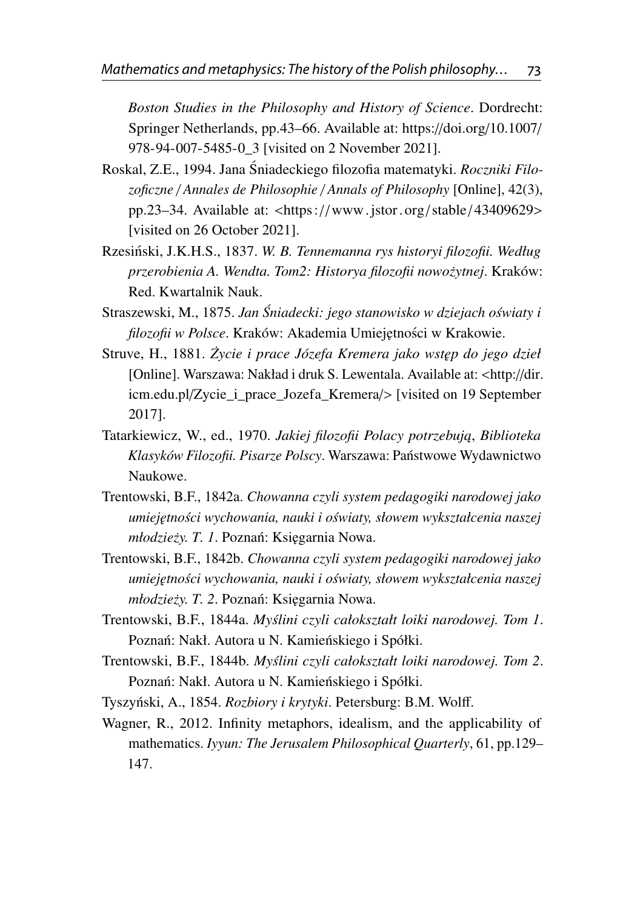*Boston Studies in the Philosophy and History of Science*. Dordrecht: Springer Netherlands, pp.43–66. Available at: https://doi.org/10.1007/978-94-007-5485-0_3 [visited on 2 November 2021].

Roskal, Z.E., 1994. Jana Śniadeckiego filozofia matematyki. *Roczniki Filozoficzne / Annales de Philosophie / Annals of Philosophy* [Online], 42(3), pp.23–34. Available at: <https://www.jstor.org/stable/43409629> [visited on 26 October 2021].

Rzesiński, J.K.H.S., 1837. *W. B. Tennemanna rys historyi filozofii. Według przerobienia A. Wendta. Tom2: Historya filozofii nowożytnej*. Kraków: Red. Kwartalnik Nauk.

Straszewski, M., 1875. *Jan Śniadecki: jego stanowisko w dziejach oświaty i filozofii w Polsce*. Kraków: Akademia Umiejętności w Krakowie.

Struve, H., 1881. *Życie i prace Józefa Kremera jako wstęp do jego dzieł* [Online]. Warszawa: Nakład i druk S. Lewentala. Available at: <http://dir.icm.edu.pl/Zycie_i_prace_Jozefa_Kremera/> [visited on 19 September 2017].

Tatarkiewicz, W., ed., 1970. *Jakiej filozofii Polacy potrzebują*, *Biblioteka Klasyków Filozofii. Pisarze Polscy*. Warszawa: Państwowe Wydawnictwo Naukowe.

Trentowski, B.F., 1842a. *Chowanna czyli system pedagogiki narodowej jako umiejętności wychowania, nauki i oświaty, słowem wykształcenia naszej młodzieży. T. 1*. Poznań: Księgarnia Nowa.

Trentowski, B.F., 1842b. *Chowanna czyli system pedagogiki narodowej jako umiejętności wychowania, nauki i oświaty, słowem wykształcenia naszej młodzieży. T. 2*. Poznań: Księgarnia Nowa.

Trentowski, B.F., 1844a. *Myślini czyli całokształt loiki narodowej. Tom 1*. Poznań: Nakł. Autora u N. Kamieńskiego i Spółki.

Trentowski, B.F., 1844b. *Myślini czyli całokształt loiki narodowej. Tom 2*. Poznań: Nakł. Autora u N. Kamieńskiego i Spółki.

Tyszyński, A., 1854. *Rozbiory i krytyki*. Petersburg: B.M. Wolff.

Wagner, R., 2012. Infinity metaphors, idealism, and the applicability of mathematics. *Iyyun: The Jerusalem Philosophical Quarterly*, 61, pp.129–147.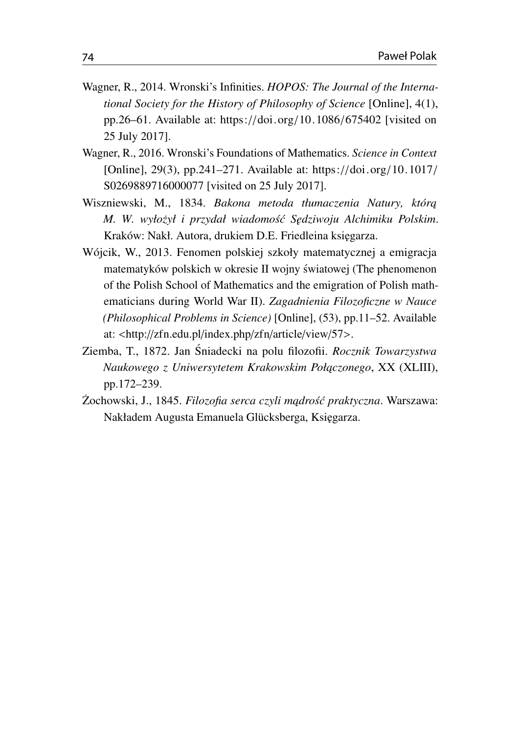Wagner, R., 2014. Wronski's Infinities. *HOPOS: The Journal of the International Society for the History of Philosophy of Science* [Online], 4(1), pp.26–61. Available at: https://doi.org/10.1086/675402 [visited on 25 July 2017].

Wagner, R., 2016. Wronski's Foundations of Mathematics. *Science in Context* [Online], 29(3), pp.241–271. Available at: https://doi.org/10.1017/S0269889716000077 [visited on 25 July 2017].

Wiszniewski, M., 1834. *Bakona metoda tłumaczenia Natury, którą M. W. wyłożył i przydał wiadomość Sędziwoju Alchimiku Polskim*. Kraków: Nakł. Autora, drukiem D.E. Friedleina księgarza.

Wójcik, W., 2013. Fenomen polskiej szkoły matematycznej a emigracja matematyków polskich w okresie II wojny światowej (The phenomenon of the Polish School of Mathematics and the emigration of Polish mathematicians during World War II). *Zagadnienia Filozoficzne w Nauce (Philosophical Problems in Science)* [Online], (53), pp.11–52. Available at: <http://zfn.edu.pl/index.php/zfn/article/view/57>.

Ziemba, T., 1872. Jan Śniadecki na polu filozofii. *Rocznik Towarzystwa Naukowego z Uniwersytetem Krakowskim Połączonego*, XX (XLIII), pp.172–239.

Żochowski, J., 1845. *Filozofia serca czyli mądrość praktyczna*. Warszawa: Nakładem Augusta Emanuela Glücksberga, Księgarza.